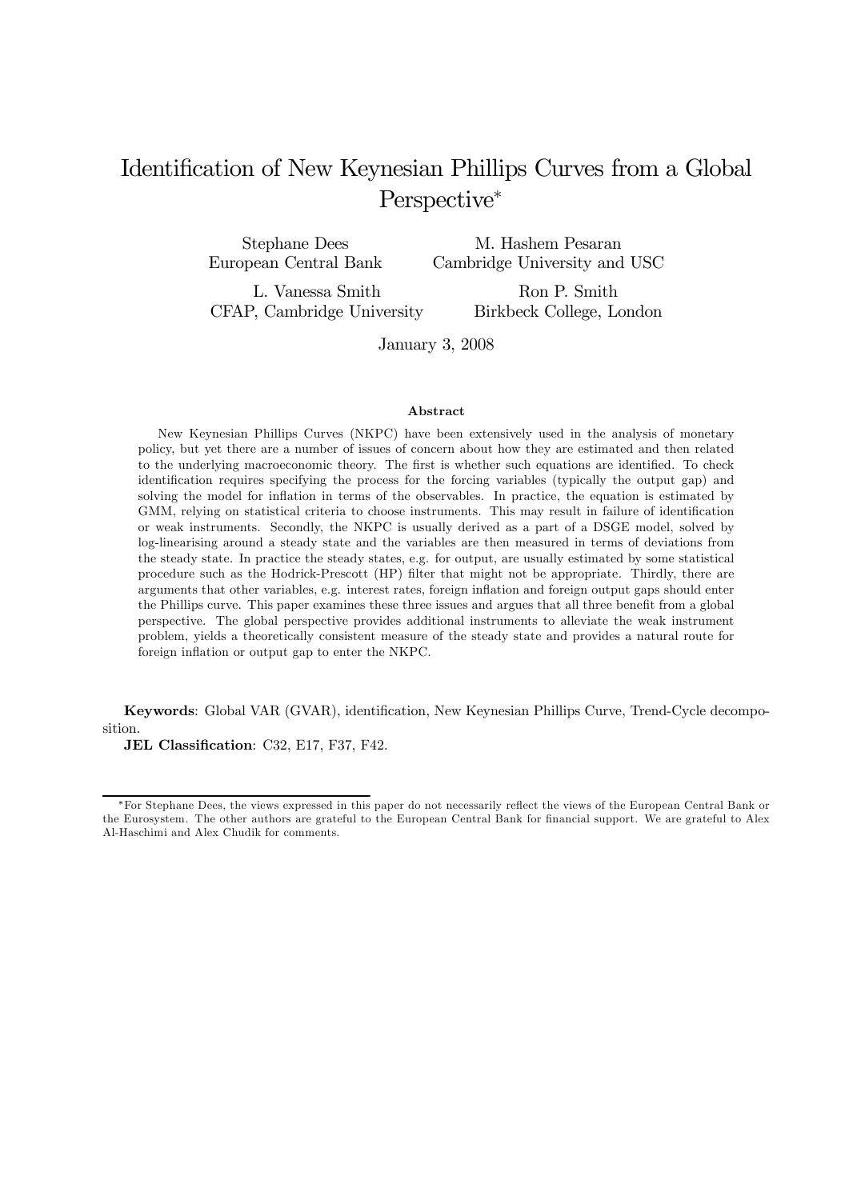# Identification of New Keynesian Phillips Curves from a Global Perspective*

Stephane Dees
European Central Bank

M. Hashem Pesaran
Cambridge University and USC

L. Vanessa Smith
CFAP, Cambridge University

Ron P. Smith
Birkbeck College, London

January 3, 2008

### Abstract

New Keynesian Phillips Curves (NKPC) have been extensively used in the analysis of monetary policy, but yet there are a number of issues of concern about how they are estimated and then related to the underlying macroeconomic theory. The first is whether such equations are identified. To check identification requires specifying the process for the forcing variables (typically the output gap) and solving the model for inflation in terms of the observables. In practice, the equation is estimated by GMM, relying on statistical criteria to choose instruments. This may result in failure of identification or weak instruments. Secondly, the NKPC is usually derived as a part of a DSGE model, solved by log-linearising around a steady state and the variables are then measured in terms of deviations from the steady state. In practice the steady states, e.g. for output, are usually estimated by some statistical procedure such as the Hodrick-Prescott (HP) filter that might not be appropriate. Thirdly, there are arguments that other variables, e.g. interest rates, foreign inflation and foreign output gaps should enter the Phillips curve. This paper examines these three issues and argues that all three benefit from a global perspective. The global perspective provides additional instruments to alleviate the weak instrument problem, yields a theoretically consistent measure of the steady state and provides a natural route for foreign inflation or output gap to enter the NKPC.

**Keywords**: Global VAR (GVAR), identification, New Keynesian Phillips Curve, Trend-Cycle decomposition.

**JEL Classification**: C32, E17, F37, F42.

---

*For Stephane Dees, the views expressed in this paper do not necessarily reflect the views of the European Central Bank or the Eurosystem. The other authors are grateful to the European Central Bank for financial support. We are grateful to Alex Al-Haschimi and Alex Chudik for comments.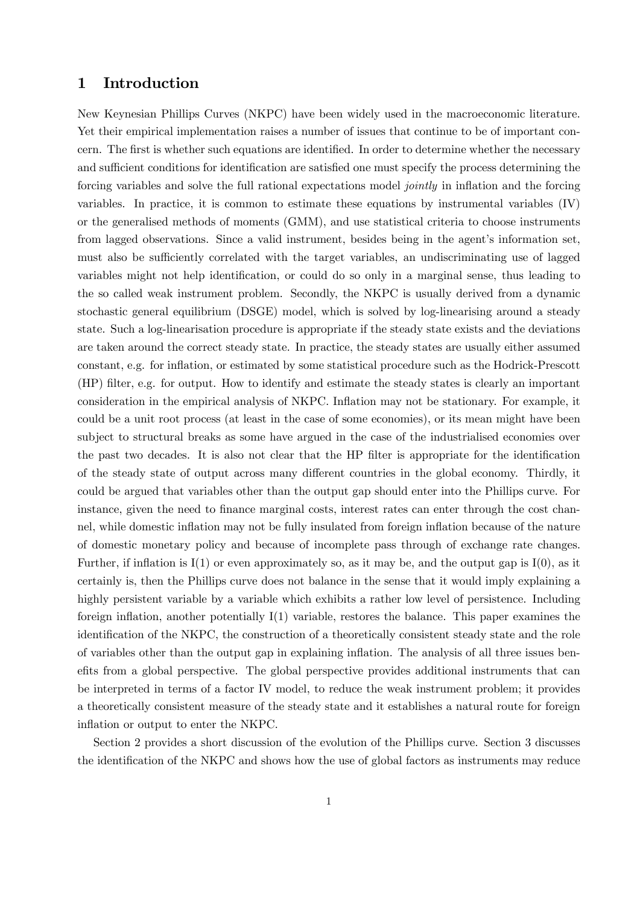# 1 Introduction

New Keynesian Phillips Curves (NKPC) have been widely used in the macroeconomic literature. Yet their empirical implementation raises a number of issues that continue to be of important concern. The first is whether such equations are identified. In order to determine whether the necessary and sufficient conditions for identification are satisfied one must specify the process determining the forcing variables and solve the full rational expectations model *jointly* in inflation and the forcing variables. In practice, it is common to estimate these equations by instrumental variables (IV) or the generalised methods of moments (GMM), and use statistical criteria to choose instruments from lagged observations. Since a valid instrument, besides being in the agent's information set, must also be sufficiently correlated with the target variables, an undiscriminating use of lagged variables might not help identification, or could do so only in a marginal sense, thus leading to the so called weak instrument problem. Secondly, the NKPC is usually derived from a dynamic stochastic general equilibrium (DSGE) model, which is solved by log-linearising around a steady state. Such a log-linearisation procedure is appropriate if the steady state exists and the deviations are taken around the correct steady state. In practice, the steady states are usually either assumed constant, e.g. for inflation, or estimated by some statistical procedure such as the Hodrick-Prescott (HP) filter, e.g. for output. How to identify and estimate the steady states is clearly an important consideration in the empirical analysis of NKPC. Inflation may not be stationary. For example, it could be a unit root process (at least in the case of some economies), or its mean might have been subject to structural breaks as some have argued in the case of the industrialised economies over the past two decades. It is also not clear that the HP filter is appropriate for the identification of the steady state of output across many different countries in the global economy. Thirdly, it could be argued that variables other than the output gap should enter into the Phillips curve. For instance, given the need to finance marginal costs, interest rates can enter through the cost channel, while domestic inflation may not be fully insulated from foreign inflation because of the nature of domestic monetary policy and because of incomplete pass through of exchange rate changes. Further, if inflation is I(1) or even approximately so, as it may be, and the output gap is I(0), as it certainly is, then the Phillips curve does not balance in the sense that it would imply explaining a highly persistent variable by a variable which exhibits a rather low level of persistence. Including foreign inflation, another potentially I(1) variable, restores the balance. This paper examines the identification of the NKPC, the construction of a theoretically consistent steady state and the role of variables other than the output gap in explaining inflation. The analysis of all three issues benefits from a global perspective. The global perspective provides additional instruments that can be interpreted in terms of a factor IV model, to reduce the weak instrument problem; it provides a theoretically consistent measure of the steady state and it establishes a natural route for foreign inflation or output to enter the NKPC.

Section 2 provides a short discussion of the evolution of the Phillips curve. Section 3 discusses the identification of the NKPC and shows how the use of global factors as instruments may reduce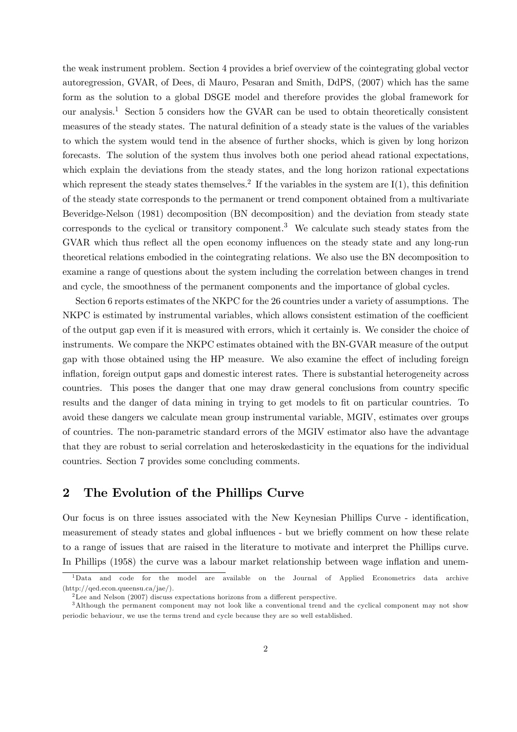the weak instrument problem. Section 4 provides a brief overview of the cointegrating global vector autoregression, GVAR, of Dees, di Mauro, Pesaran and Smith, DdPS, (2007) which has the same form as the solution to a global DSGE model and therefore provides the global framework for our analysis.[1] Section 5 considers how the GVAR can be used to obtain theoretically consistent measures of the steady states. The natural definition of a steady state is the values of the variables to which the system would tend in the absence of further shocks, which is given by long horizon forecasts. The solution of the system thus involves both one period ahead rational expectations, which explain the deviations from the steady states, and the long horizon rational expectations which represent the steady states themselves.[2] If the variables in the system are I(1), this definition of the steady state corresponds to the permanent or trend component obtained from a multivariate Beveridge-Nelson (1981) decomposition (BN decomposition) and the deviation from steady state corresponds to the cyclical or transitory component.[3] We calculate such steady states from the GVAR which thus reflect all the open economy influences on the steady state and any long-run theoretical relations embodied in the cointegrating relations. We also use the BN decomposition to examine a range of questions about the system including the correlation between changes in trend and cycle, the smoothness of the permanent components and the importance of global cycles.

Section 6 reports estimates of the NKPC for the 26 countries under a variety of assumptions. The NKPC is estimated by instrumental variables, which allows consistent estimation of the coefficient of the output gap even if it is measured with errors, which it certainly is. We consider the choice of instruments. We compare the NKPC estimates obtained with the BN-GVAR measure of the output gap with those obtained using the HP measure. We also examine the effect of including foreign inflation, foreign output gaps and domestic interest rates. There is substantial heterogeneity across countries. This poses the danger that one may draw general conclusions from country specific results and the danger of data mining in trying to get models to fit on particular countries. To avoid these dangers we calculate mean group instrumental variable, MGIV, estimates over groups of countries. The non-parametric standard errors of the MGIV estimator also have the advantage that they are robust to serial correlation and heteroskedasticity in the equations for the individual countries. Section 7 provides some concluding comments.

## 2 The Evolution of the Phillips Curve

Our focus is on three issues associated with the New Keynesian Phillips Curve - identification, measurement of steady states and global influences - but we briefly comment on how these relate to a range of issues that are raised in the literature to motivate and interpret the Phillips curve. In Phillips (1958) the curve was a labour market relationship between wage inflation and unem-

[1] Data and code for the model are available on the Journal of Applied Econometrics data archive (http://qed.econ.queensu.ca/jae/).

[2] Lee and Nelson (2007) discuss expectations horizons from a different perspective.

[3] Although the permanent component may not look like a conventional trend and the cyclical component may not show periodic behaviour, we use the terms trend and cycle because they are so well established.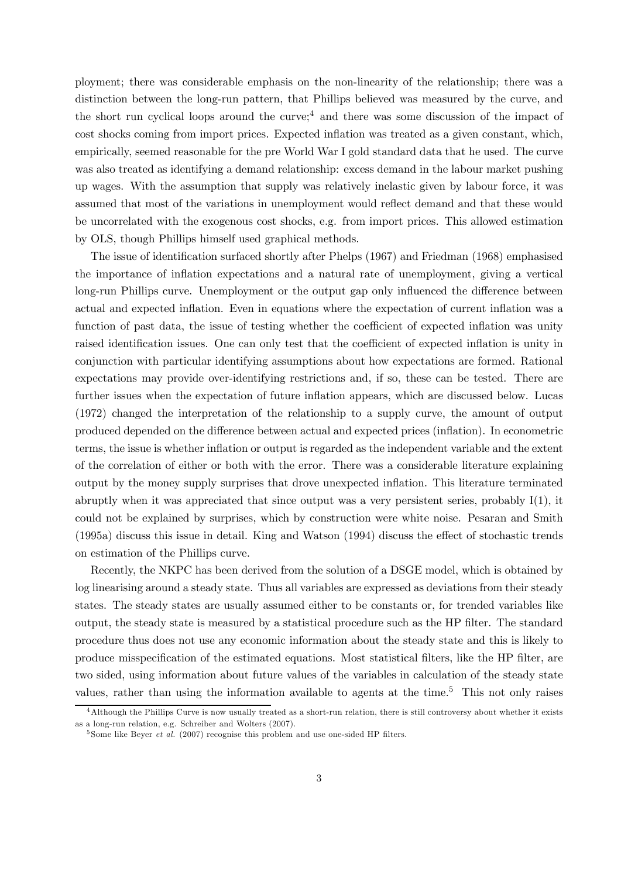ployment; there was considerable emphasis on the non-linearity of the relationship; there was a distinction between the long-run pattern, that Phillips believed was measured by the curve, and the short run cyclical loops around the curve;[4] and there was some discussion of the impact of cost shocks coming from import prices. Expected inflation was treated as a given constant, which, empirically, seemed reasonable for the pre World War I gold standard data that he used. The curve was also treated as identifying a demand relationship: excess demand in the labour market pushing up wages. With the assumption that supply was relatively inelastic given by labour force, it was assumed that most of the variations in unemployment would reflect demand and that these would be uncorrelated with the exogenous cost shocks, e.g. from import prices. This allowed estimation by OLS, though Phillips himself used graphical methods.

The issue of identification surfaced shortly after Phelps (1967) and Friedman (1968) emphasised the importance of inflation expectations and a natural rate of unemployment, giving a vertical long-run Phillips curve. Unemployment or the output gap only influenced the difference between actual and expected inflation. Even in equations where the expectation of current inflation was a function of past data, the issue of testing whether the coefficient of expected inflation was unity raised identification issues. One can only test that the coefficient of expected inflation is unity in conjunction with particular identifying assumptions about how expectations are formed. Rational expectations may provide over-identifying restrictions and, if so, these can be tested. There are further issues when the expectation of future inflation appears, which are discussed below. Lucas (1972) changed the interpretation of the relationship to a supply curve, the amount of output produced depended on the difference between actual and expected prices (inflation). In econometric terms, the issue is whether inflation or output is regarded as the independent variable and the extent of the correlation of either or both with the error. There was a considerable literature explaining output by the money supply surprises that drove unexpected inflation. This literature terminated abruptly when it was appreciated that since output was a very persistent series, probably I(1), it could not be explained by surprises, which by construction were white noise. Pesaran and Smith (1995a) discuss this issue in detail. King and Watson (1994) discuss the effect of stochastic trends on estimation of the Phillips curve.

Recently, the NKPC has been derived from the solution of a DSGE model, which is obtained by log linearising around a steady state. Thus all variables are expressed as deviations from their steady states. The steady states are usually assumed either to be constants or, for trended variables like output, the steady state is measured by a statistical procedure such as the HP filter. The standard procedure thus does not use any economic information about the steady state and this is likely to produce misspecification of the estimated equations. Most statistical filters, like the HP filter, are two sided, using information about future values of the variables in calculation of the steady state values, rather than using the information available to agents at the time.[5] This not only raises

[4] Although the Phillips Curve is now usually treated as a short-run relation, there is still controversy about whether it exists as a long-run relation, e.g. Schreiber and Wolters (2007).

[5] Some like Beyer *et al.* (2007) recognise this problem and use one-sided HP filters.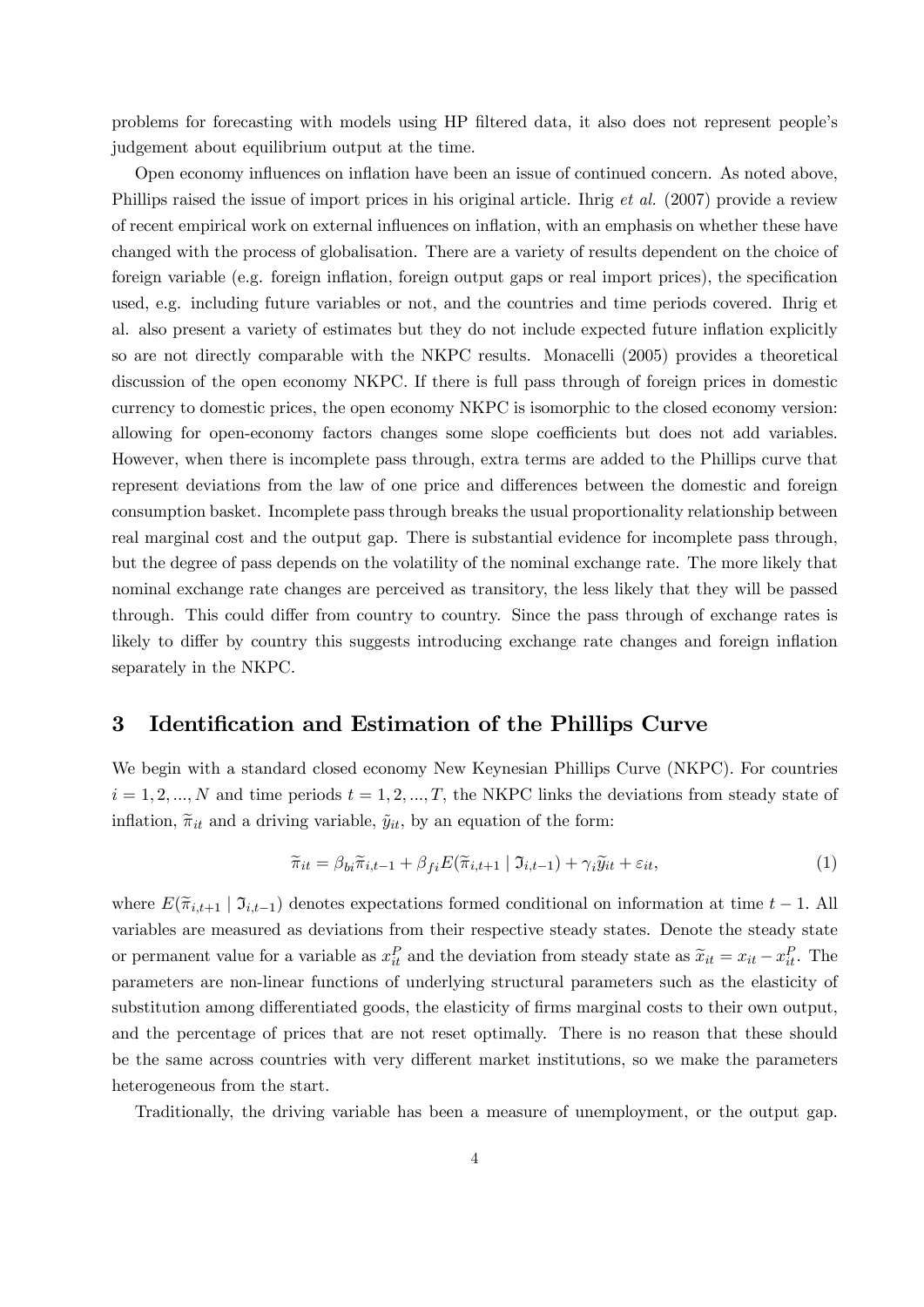problems for forecasting with models using HP filtered data, it also does not represent people's judgement about equilibrium output at the time.

Open economy influences on inflation have been an issue of continued concern. As noted above, Phillips raised the issue of import prices in his original article. Ihrig *et al.* (2007) provide a review of recent empirical work on external influences on inflation, with an emphasis on whether these have changed with the process of globalisation. There are a variety of results dependent on the choice of foreign variable (e.g. foreign inflation, foreign output gaps or real import prices), the specification used, e.g. including future variables or not, and the countries and time periods covered. Ihrig et al. also present a variety of estimates but they do not include expected future inflation explicitly so are not directly comparable with the NKPC results. Monacelli (2005) provides a theoretical discussion of the open economy NKPC. If there is full pass through of foreign prices in domestic currency to domestic prices, the open economy NKPC is isomorphic to the closed economy version: allowing for open-economy factors changes some slope coefficients but does not add variables. However, when there is incomplete pass through, extra terms are added to the Phillips curve that represent deviations from the law of one price and differences between the domestic and foreign consumption basket. Incomplete pass through breaks the usual proportionality relationship between real marginal cost and the output gap. There is substantial evidence for incomplete pass through, but the degree of pass depends on the volatility of the nominal exchange rate. The more likely that nominal exchange rate changes are perceived as transitory, the less likely that they will be passed through. This could differ from country to country. Since the pass through of exchange rates is likely to differ by country this suggests introducing exchange rate changes and foreign inflation separately in the NKPC.

## 3 Identification and Estimation of the Phillips Curve

We begin with a standard closed economy New Keynesian Phillips Curve (NKPC). For countries $i = 1, 2, ..., N$ and time periods $t = 1, 2, ..., T$, the NKPC links the deviations from steady state of inflation, $\widetilde{\pi}_{it}$ and a driving variable, $\tilde{y}_{it}$, by an equation of the form:

$$\widetilde{\pi}_{it} = \beta_{bi}\widetilde{\pi}_{i,t-1} + \beta_{fi}E(\widetilde{\pi}_{i,t+1} \mid \Im_{i,t-1}) + \gamma_i\widetilde{y}_{it} + \varepsilon_{it}, \tag{1}$$

where $E(\widetilde{\pi}_{i,t+1} \mid \Im_{i,t-1})$ denotes expectations formed conditional on information at time $t-1$. All variables are measured as deviations from their respective steady states. Denote the steady state or permanent value for a variable as $x_{it}^P$ and the deviation from steady state as $\widetilde{x}_{it} = x_{it} - x_{it}^P$. The parameters are non-linear functions of underlying structural parameters such as the elasticity of substitution among differentiated goods, the elasticity of firms marginal costs to their own output, and the percentage of prices that are not reset optimally. There is no reason that these should be the same across countries with very different market institutions, so we make the parameters heterogeneous from the start.

Traditionally, the driving variable has been a measure of unemployment, or the output gap.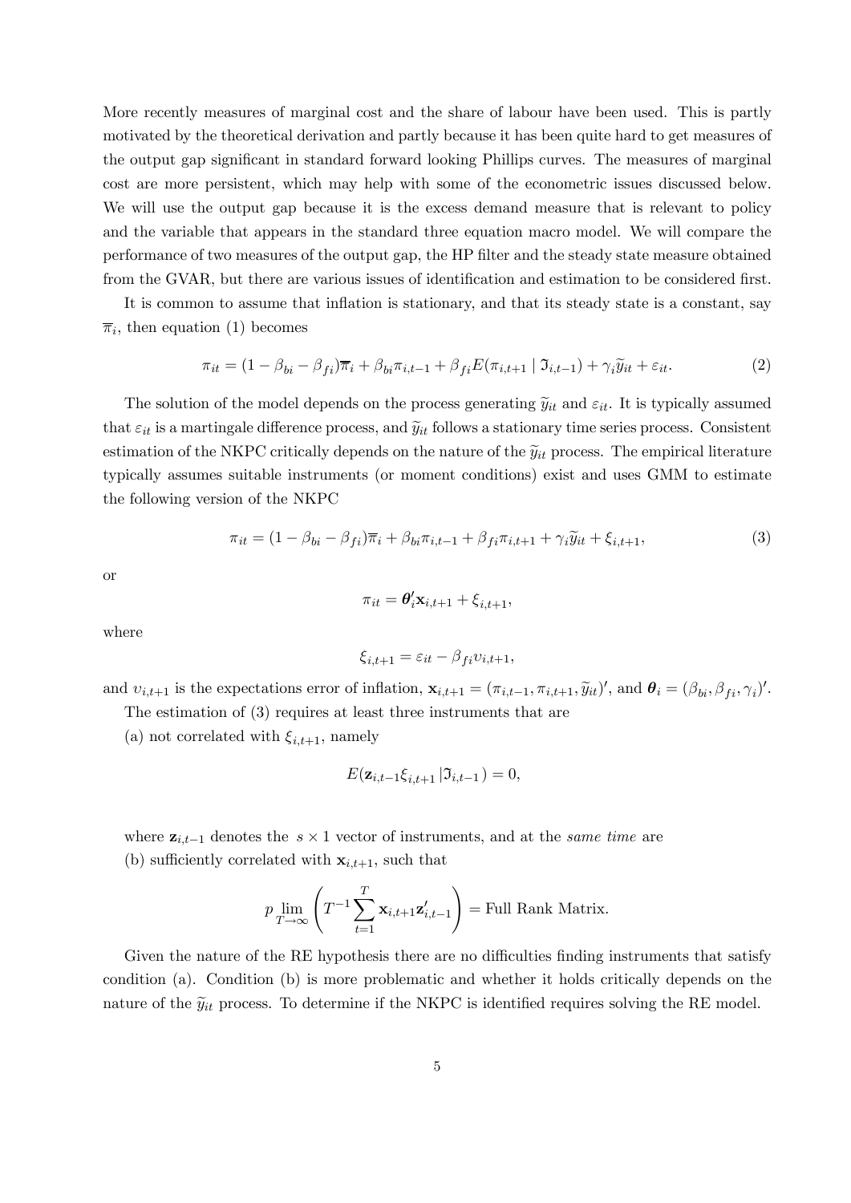More recently measures of marginal cost and the share of labour have been used. This is partly motivated by the theoretical derivation and partly because it has been quite hard to get measures of the output gap significant in standard forward looking Phillips curves. The measures of marginal cost are more persistent, which may help with some of the econometric issues discussed below. We will use the output gap because it is the excess demand measure that is relevant to policy and the variable that appears in the standard three equation macro model. We will compare the performance of two measures of the output gap, the HP filter and the steady state measure obtained from the GVAR, but there are various issues of identification and estimation to be considered first.

It is common to assume that inflation is stationary, and that its steady state is a constant, say $\overline{\pi}_i$, then equation (1) becomes

$$\pi_{it} = (1 - \beta_{bi} - \beta_{fi})\overline{\pi}_i + \beta_{bi}\pi_{i,t-1} + \beta_{fi}E(\pi_{i,t+1} \mid \Im_{i,t-1}) + \gamma_i \widetilde{y}_{it} + \varepsilon_{it}. \tag{2}$$

The solution of the model depends on the process generating $\widetilde{y}_{it}$ and $\varepsilon_{it}$. It is typically assumed that $\varepsilon_{it}$ is a martingale difference process, and $\widetilde{y}_{it}$ follows a stationary time series process. Consistent estimation of the NKPC critically depends on the nature of the $\widetilde{y}_{it}$ process. The empirical literature typically assumes suitable instruments (or moment conditions) exist and uses GMM to estimate the following version of the NKPC

$$\pi_{it} = (1 - \beta_{bi} - \beta_{fi})\overline{\pi}_i + \beta_{bi}\pi_{i,t-1} + \beta_{fi}\pi_{i,t+1} + \gamma_i \widetilde{y}_{it} + \xi_{i,t+1}, \tag{3}$$

or

$$\pi_{it} = \boldsymbol{\theta}_i' \mathbf{x}_{i,t+1} + \xi_{i,t+1},$$

where

$$\xi_{i,t+1} = \varepsilon_{it} - \beta_{fi} \upsilon_{i,t+1},$$

and $\upsilon_{i,t+1}$ is the expectations error of inflation, $\mathbf{x}_{i,t+1} = (\pi_{i,t-1}, \pi_{i,t+1}, \widetilde{y}_{it})'$, and $\boldsymbol{\theta}_i = (\beta_{bi}, \beta_{fi}, \gamma_i)'$.

The estimation of (3) requires at least three instruments that are

(a) not correlated with $\xi_{i,t+1}$, namely

$$E(\mathbf{z}_{i,t-1}\xi_{i,t+1} \,|\Im_{i,t-1}) = 0,$$

where $\mathbf{z}_{i,t-1}$ denotes the $s \times 1$ vector of instruments, and at the *same time* are

(b) sufficiently correlated with $\mathbf{x}_{i,t+1}$, such that

$$p \lim_{T \to \infty} \left( T^{-1} \sum_{t=1}^{T} \mathbf{x}_{i,t+1} \mathbf{z}_{i,t-1}' \right) = \text{Full Rank Matrix}.$$

Given the nature of the RE hypothesis there are no difficulties finding instruments that satisfy condition (a). Condition (b) is more problematic and whether it holds critically depends on the nature of the $\widetilde{y}_{it}$ process. To determine if the NKPC is identified requires solving the RE model.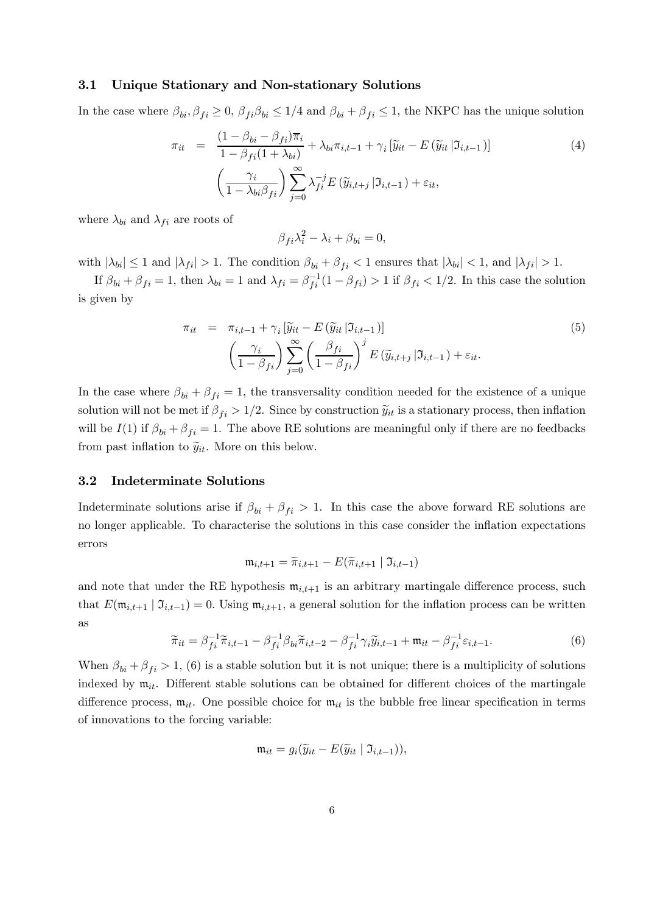### 3.1 Unique Stationary and Non-stationary Solutions

In the case where $\beta_{bi}, \beta_{fi} \geq 0$, $\beta_{fi}\beta_{bi} \leq 1/4$ and $\beta_{bi} + \beta_{fi} \leq 1$, the NKPC has the unique solution

$$
\begin{aligned}
\pi_{it} &= \frac{(1-\beta_{bi}-\beta_{fi})\overline{\pi}_i}{1-\beta_{fi}(1+\lambda_{bi})} + \lambda_{bi}\pi_{i,t-1} + \gamma_i \left[\widetilde{y}_{it} - E\left(\widetilde{y}_{it}\left|\Im_{i,t-1}\right.\right)\right] \\
&\quad \left(\frac{\gamma_i}{1-\lambda_{bi}\beta_{fi}}\right) \sum_{j=0}^{\infty} \lambda_{fi}^{-j} E\left(\widetilde{y}_{i,t+j}\left|\Im_{i,t-1}\right.\right) + \varepsilon_{it},
\end{aligned} \tag{4}
$$

where $\lambda_{bi}$ and $\lambda_{fi}$ are roots of

$$
\beta_{fi}\lambda_i^2 - \lambda_i + \beta_{bi} = 0,
$$

with $|\lambda_{bi}| \leq 1$ and $|\lambda_{fi}| > 1$. The condition $\beta_{bi} + \beta_{fi} < 1$ ensures that $|\lambda_{bi}| < 1$, and $|\lambda_{fi}| > 1$.

If $\beta_{bi} + \beta_{fi} = 1$, then $\lambda_{bi} = 1$ and $\lambda_{fi} = \beta_{fi}^{-1}(1-\beta_{fi}) > 1$ if $\beta_{fi} < 1/2$. In this case the solution is given by

$$
\begin{aligned}
\pi_{it} &= \pi_{i,t-1} + \gamma_i \left[\widetilde{y}_{it} - E\left(\widetilde{y}_{it}\left|\Im_{i,t-1}\right.\right)\right] \\
&\quad \left(\frac{\gamma_i}{1-\beta_{fi}}\right) \sum_{j=0}^{\infty} \left(\frac{\beta_{fi}}{1-\beta_{fi}}\right)^j E\left(\widetilde{y}_{i,t+j}\left|\Im_{i,t-1}\right.\right) + \varepsilon_{it}.
\end{aligned} \tag{5}
$$

In the case where $\beta_{bi} + \beta_{fi} = 1$, the transversality condition needed for the existence of a unique solution will not be met if $\beta_{fi} > 1/2$. Since by construction $\widetilde{y}_{it}$ is a stationary process, then inflation will be $I(1)$ if $\beta_{bi} + \beta_{fi} = 1$. The above RE solutions are meaningful only if there are no feedbacks from past inflation to $\widetilde{y}_{it}$. More on this below.

### 3.2 Indeterminate Solutions

Indeterminate solutions arise if $\beta_{bi} + \beta_{fi} > 1$. In this case the above forward RE solutions are no longer applicable. To characterise the solutions in this case consider the inflation expectations errors

$$
\mathfrak{m}_{i,t+1} = \widetilde{\pi}_{i,t+1} - E(\widetilde{\pi}_{i,t+1} \mid \Im_{i,t-1})
$$

and note that under the RE hypothesis $\mathfrak{m}_{i,t+1}$ is an arbitrary martingale difference process, such that $E(\mathfrak{m}_{i,t+1} \mid \Im_{i,t-1}) = 0$. Using $\mathfrak{m}_{i,t+1}$, a general solution for the inflation process can be written as

$$
\widetilde{\pi}_{it} = \beta_{fi}^{-1}\widetilde{\pi}_{i,t-1} - \beta_{fi}^{-1}\beta_{bi}\widetilde{\pi}_{i,t-2} - \beta_{fi}^{-1}\gamma_i\widetilde{y}_{i,t-1} + \mathfrak{m}_{it} - \beta_{fi}^{-1}\varepsilon_{i,t-1}. \tag{6}
$$

When $\beta_{bi} + \beta_{fi} > 1$, (6) is a stable solution but it is not unique; there is a multiplicity of solutions indexed by $\mathfrak{m}_{it}$. Different stable solutions can be obtained for different choices of the martingale difference process, $\mathfrak{m}_{it}$. One possible choice for $\mathfrak{m}_{it}$ is the bubble free linear specification in terms of innovations to the forcing variable:

$$
\mathfrak{m}_{it} = g_i(\widetilde{y}_{it} - E(\widetilde{y}_{it} \mid \Im_{i,t-1})),
$$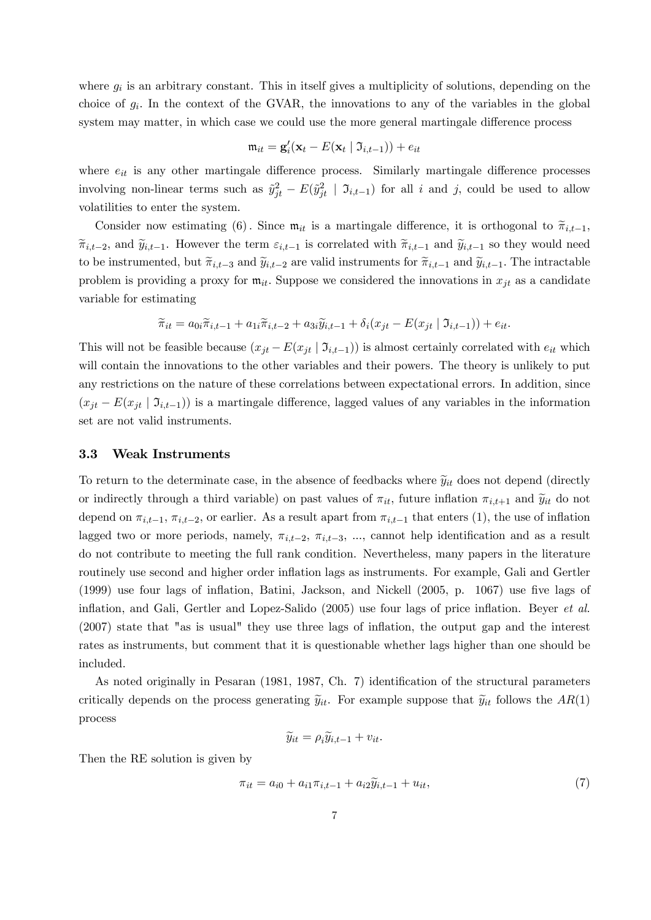where $g_i$ is an arbitrary constant. This in itself gives a multiplicity of solutions, depending on the choice of $g_i$. In the context of the GVAR, the innovations to any of the variables in the global system may matter, in which case we could use the more general martingale difference process

$$\mathfrak{m}_{it} = \mathbf{g}_i'(\mathbf{x}_t - E(\mathbf{x}_t \mid \mathfrak{I}_{i,t-1})) + e_{it}$$

where $e_{it}$ is any other martingale difference process. Similarly martingale difference processes involving non-linear terms such as $\tilde{y}_{jt}^2 - E(\tilde{y}_{jt}^2 \mid \mathfrak{I}_{i,t-1})$ for all $i$ and $j$, could be used to allow volatilities to enter the system.

Consider now estimating (6). Since $\mathfrak{m}_{it}$ is a martingale difference, it is orthogonal to $\widetilde{\pi}_{i,t-1}$, $\widetilde{\pi}_{i,t-2}$, and $\widetilde{y}_{i,t-1}$. However the term $\varepsilon_{i,t-1}$ is correlated with $\widetilde{\pi}_{i,t-1}$ and $\widetilde{y}_{i,t-1}$ so they would need to be instrumented, but $\widetilde{\pi}_{i,t-3}$ and $\widetilde{y}_{i,t-2}$ are valid instruments for $\widetilde{\pi}_{i,t-1}$ and $\widetilde{y}_{i,t-1}$. The intractable problem is providing a proxy for $\mathfrak{m}_{it}$. Suppose we considered the innovations in $x_{jt}$ as a candidate variable for estimating

$$\widetilde{\pi}_{it} = a_{0i}\widetilde{\pi}_{i,t-1} + a_{1i}\widetilde{\pi}_{i,t-2} + a_{3i}\widetilde{y}_{i,t-1} + \delta_i(x_{jt} - E(x_{jt} \mid \mathfrak{I}_{i,t-1})) + e_{it}.$$

This will not be feasible because $(x_{jt} - E(x_{jt} \mid \mathfrak{I}_{i,t-1}))$ is almost certainly correlated with $e_{it}$ which will contain the innovations to the other variables and their powers. The theory is unlikely to put any restrictions on the nature of these correlations between expectational errors. In addition, since $(x_{jt} - E(x_{jt} \mid \mathfrak{I}_{i,t-1}))$ is a martingale difference, lagged values of any variables in the information set are not valid instruments.

### 3.3 Weak Instruments

To return to the determinate case, in the absence of feedbacks where $\widetilde{y}_{it}$ does not depend (directly or indirectly through a third variable) on past values of $\pi_{it}$, future inflation $\pi_{i,t+1}$ and $\widetilde{y}_{it}$ do not depend on $\pi_{i,t-1}$, $\pi_{i,t-2}$, or earlier. As a result apart from $\pi_{i,t-1}$ that enters (1), the use of inflation lagged two or more periods, namely, $\pi_{i,t-2}$, $\pi_{i,t-3}$, ..., cannot help identification and as a result do not contribute to meeting the full rank condition. Nevertheless, many papers in the literature routinely use second and higher order inflation lags as instruments. For example, Gali and Gertler (1999) use four lags of inflation, Batini, Jackson, and Nickell (2005, p. 1067) use five lags of inflation, and Gali, Gertler and Lopez-Salido (2005) use four lags of price inflation. Beyer *et al.* (2007) state that "as is usual" they use three lags of inflation, the output gap and the interest rates as instruments, but comment that it is questionable whether lags higher than one should be included.

As noted originally in Pesaran (1981, 1987, Ch. 7) identification of the structural parameters critically depends on the process generating $\widetilde{y}_{it}$. For example suppose that $\widetilde{y}_{it}$ follows the $AR(1)$ process

$$\widetilde{y}_{it} = \rho_i\widetilde{y}_{i,t-1} + v_{it}.$$

Then the RE solution is given by

$$\pi_{it} = a_{i0} + a_{i1}\pi_{i,t-1} + a_{i2}\widetilde{y}_{i,t-1} + u_{it}, \tag{7}$$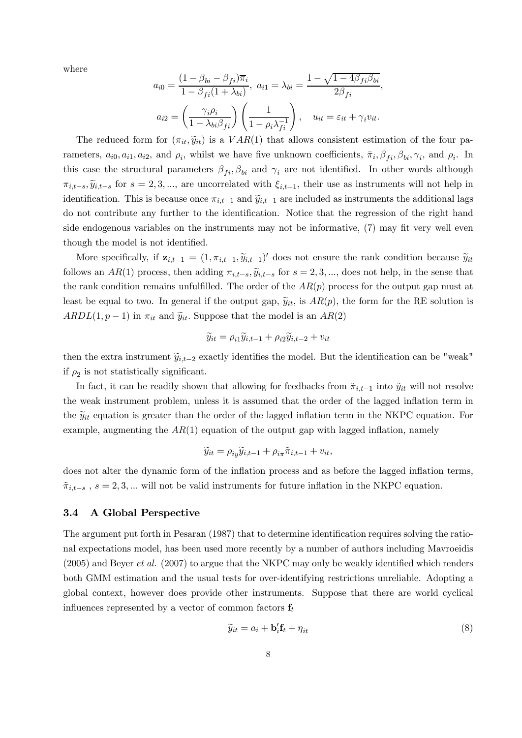where

$$a_{i0} = \frac{(1-\beta_{bi}-\beta_{fi})\overline{\pi}_i}{1-\beta_{fi}(1+\lambda_{bi})}, \; a_{i1} = \lambda_{bi} = \frac{1-\sqrt{1-4\beta_{fi}\beta_{bi}}}{2\beta_{fi}},$$

$$a_{i2} = \left(\frac{\gamma_i\rho_i}{1-\lambda_{bi}\beta_{fi}}\right)\left(\frac{1}{1-\rho_i\lambda_{fi}^{-1}}\right), \quad u_{it} = \varepsilon_{it} + \gamma_i v_{it}.$$

The reduced form for $(\pi_{it}, \widetilde{y}_{it})$ is a $VAR(1)$ that allows consistent estimation of the four parameters, $a_{i0}, a_{i1}, a_{i2}$, and $\rho_i$, whilst we have five unknown coefficients, $\bar{\pi}_i, \beta_{fi}, \beta_{bi}, \gamma_i$, and $\rho_i$. In this case the structural parameters $\beta_{fi}, \beta_{bi}$ and $\gamma_i$ are not identified. In other words although $\pi_{i,t-s}, \widetilde{y}_{i,t-s}$ for $s = 2, 3, ...,$ are uncorrelated with $\xi_{i,t+1}$, their use as instruments will not help in identification. This is because once $\pi_{i,t-1}$ and $\widetilde{y}_{i,t-1}$ are included as instruments the additional lags do not contribute any further to the identification. Notice that the regression of the right hand side endogenous variables on the instruments may not be informative, (7) may fit very well even though the model is not identified.

More specifically, if $\mathbf{z}_{i,t-1} = (1, \pi_{i,t-1}, \widetilde{y}_{i,t-1})'$ does not ensure the rank condition because $\widetilde{y}_{it}$ follows an $AR(1)$ process, then adding $\pi_{i,t-s}, \widetilde{y}_{i,t-s}$ for $s = 2, 3, ...,$ does not help, in the sense that the rank condition remains unfulfilled. The order of the $AR(p)$ process for the output gap must at least be equal to two. In general if the output gap, $\widetilde{y}_{it}$, is $AR(p)$, the form for the RE solution is $ARDL(1, p-1)$ in $\pi_{it}$ and $\widetilde{y}_{it}$. Suppose that the model is an $AR(2)$

$$\widetilde{y}_{it} = \rho_{i1}\widetilde{y}_{i,t-1} + \rho_{i2}\widetilde{y}_{i,t-2} + v_{it}$$

then the extra instrument $\widetilde{y}_{i,t-2}$ exactly identifies the model. But the identification can be "weak" if $\rho_2$ is not statistically significant.

In fact, it can be readily shown that allowing for feedbacks from $\tilde{\pi}_{i,t-1}$ into $\tilde{y}_{it}$ will not resolve the weak instrument problem, unless it is assumed that the order of the lagged inflation term in the $\widetilde{y}_{it}$ equation is greater than the order of the lagged inflation term in the NKPC equation. For example, augmenting the $AR(1)$ equation of the output gap with lagged inflation, namely

$$\widetilde{y}_{it} = \rho_{iy}\widetilde{y}_{i,t-1} + \rho_{i\pi}\tilde{\pi}_{i,t-1} + v_{it},$$

does not alter the dynamic form of the inflation process and as before the lagged inflation terms, $\tilde{\pi}_{i,t-s}$ , $s = 2, 3, ...$ will not be valid instruments for future inflation in the NKPC equation.

### 3.4 A Global Perspective

The argument put forth in Pesaran (1987) that to determine identification requires solving the rational expectations model, has been used more recently by a number of authors including Mavroeidis (2005) and Beyer *et al.* (2007) to argue that the NKPC may only be weakly identified which renders both GMM estimation and the usual tests for over-identifying restrictions unreliable. Adopting a global context, however does provide other instruments. Suppose that there are world cyclical influences represented by a vector of common factors $\mathbf{f}_t$

$$\widetilde{y}_{it} = a_i + \mathbf{b}_i'\mathbf{f}_t + \eta_{it} \tag{8}$$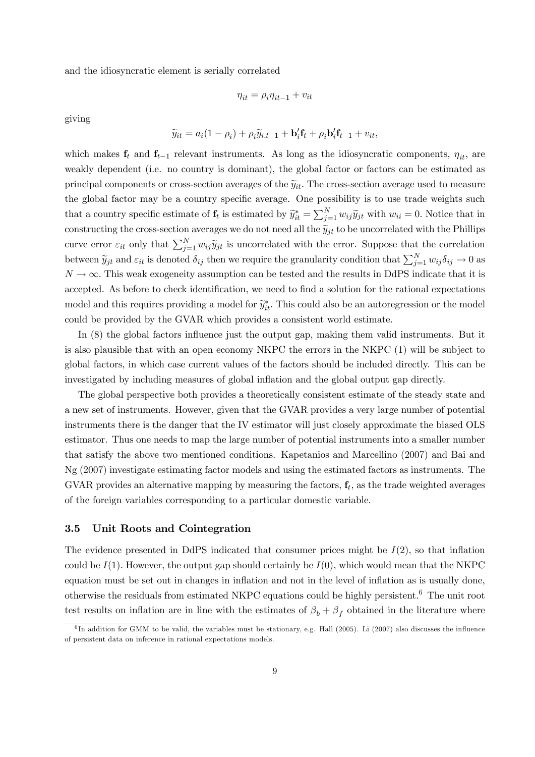and the idiosyncratic element is serially correlated

$$\eta_{it} = \rho_i \eta_{it-1} + v_{it}$$

giving

$$\widetilde{y}_{it} = a_i(1-\rho_i) + \rho_i \widetilde{y}_{i,t-1} + \mathbf{b}_i' \mathbf{f}_t + \rho_i \mathbf{b}_i' \mathbf{f}_{t-1} + v_{it},$$

which makes $\mathbf{f}_t$ and $\mathbf{f}_{t-1}$ relevant instruments. As long as the idiosyncratic components, $\eta_{it}$, are weakly dependent (i.e. no country is dominant), the global factor or factors can be estimated as principal components or cross-section averages of the $\widetilde{y}_{it}$. The cross-section average used to measure the global factor may be a country specific average. One possibility is to use trade weights such that a country specific estimate of $\mathbf{f}_t$ is estimated by $\widetilde{y}_{it}^* = \sum_{j=1}^N w_{ij} \widetilde{y}_{jt}$ with $w_{ii} = 0$. Notice that in constructing the cross-section averages we do not need all the $\widetilde{y}_{jt}$ to be uncorrelated with the Phillips curve error $\varepsilon_{it}$ only that $\sum_{j=1}^N w_{ij} \widetilde{y}_{jt}$ is uncorrelated with the error. Suppose that the correlation between $\widetilde{y}_{jt}$ and $\varepsilon_{it}$ is denoted $\delta_{ij}$ then we require the granularity condition that $\sum_{j=1}^N w_{ij} \delta_{ij} \to 0$ as $N \to \infty$. This weak exogeneity assumption can be tested and the results in DdPS indicate that it is accepted. As before to check identification, we need to find a solution for the rational expectations model and this requires providing a model for $\widetilde{y}_{it}^*$. This could also be an autoregression or the model could be provided by the GVAR which provides a consistent world estimate.

In (8) the global factors influence just the output gap, making them valid instruments. But it is also plausible that with an open economy NKPC the errors in the NKPC (1) will be subject to global factors, in which case current values of the factors should be included directly. This can be investigated by including measures of global inflation and the global output gap directly.

The global perspective both provides a theoretically consistent estimate of the steady state and a new set of instruments. However, given that the GVAR provides a very large number of potential instruments there is the danger that the IV estimator will just closely approximate the biased OLS estimator. Thus one needs to map the large number of potential instruments into a smaller number that satisfy the above two mentioned conditions. Kapetanios and Marcellino (2007) and Bai and Ng (2007) investigate estimating factor models and using the estimated factors as instruments. The GVAR provides an alternative mapping by measuring the factors, $\mathbf{f}_t$, as the trade weighted averages of the foreign variables corresponding to a particular domestic variable.

### 3.5 Unit Roots and Cointegration

The evidence presented in DdPS indicated that consumer prices might be $I(2)$, so that inflation could be $I(1)$. However, the output gap should certainly be $I(0)$, which would mean that the NKPC equation must be set out in changes in inflation and not in the level of inflation as is usually done, otherwise the residuals from estimated NKPC equations could be highly persistent.[6] The unit root test results on inflation are in line with the estimates of $\beta_b + \beta_f$ obtained in the literature where

[6] In addition for GMM to be valid, the variables must be stationary, e.g. Hall (2005). Li (2007) also discusses the influence of persistent data on inference in rational expectations models.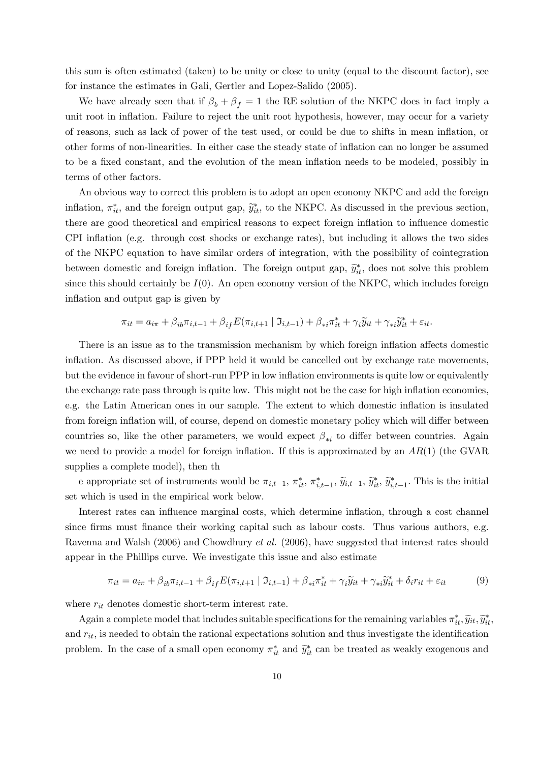this sum is often estimated (taken) to be unity or close to unity (equal to the discount factor), see for instance the estimates in Gali, Gertler and Lopez-Salido (2005).

We have already seen that if $\beta_b + \beta_f = 1$ the RE solution of the NKPC does in fact imply a unit root in inflation. Failure to reject the unit root hypothesis, however, may occur for a variety of reasons, such as lack of power of the test used, or could be due to shifts in mean inflation, or other forms of non-linearities. In either case the steady state of inflation can no longer be assumed to be a fixed constant, and the evolution of the mean inflation needs to be modeled, possibly in terms of other factors.

An obvious way to correct this problem is to adopt an open economy NKPC and add the foreign inflation, $\pi^*_{it}$, and the foreign output gap, $\widetilde{y}^*_{it}$, to the NKPC. As discussed in the previous section, there are good theoretical and empirical reasons to expect foreign inflation to influence domestic CPI inflation (e.g. through cost shocks or exchange rates), but including it allows the two sides of the NKPC equation to have similar orders of integration, with the possibility of cointegration between domestic and foreign inflation. The foreign output gap, $\widetilde{y}^*_{it}$, does not solve this problem since this should certainly be $I(0)$. An open economy version of the NKPC, which includes foreign inflation and output gap is given by

$$\pi_{it} = a_{i\pi} + \beta_{ib}\pi_{i,t-1} + \beta_{if}E(\pi_{i,t+1} \mid \Im_{i,t-1}) + \beta_{*i}\pi^*_{it} + \gamma_i \widetilde{y}_{it} + \gamma_{*i}\widetilde{y}^*_{it} + \varepsilon_{it}.$$

There is an issue as to the transmission mechanism by which foreign inflation affects domestic inflation. As discussed above, if PPP held it would be cancelled out by exchange rate movements, but the evidence in favour of short-run PPP in low inflation environments is quite low or equivalently the exchange rate pass through is quite low. This might not be the case for high inflation economies, e.g. the Latin American ones in our sample. The extent to which domestic inflation is insulated from foreign inflation will, of course, depend on domestic monetary policy which will differ between countries so, like the other parameters, we would expect $\beta_{*i}$ to differ between countries. Again we need to provide a model for foreign inflation. If this is approximated by an $AR(1)$ (the GVAR supplies a complete model), then th

e appropriate set of instruments would be $\pi_{i,t-1}$, $\pi^*_{it}$, $\pi^*_{i,t-1}$, $\widetilde{y}_{i,t-1}$, $\widetilde{y}^*_{it}$, $\widetilde{y}^*_{i,t-1}$. This is the initial set which is used in the empirical work below.

Interest rates can influence marginal costs, which determine inflation, through a cost channel since firms must finance their working capital such as labour costs. Thus various authors, e.g. Ravenna and Walsh (2006) and Chowdhury *et al.* (2006), have suggested that interest rates should appear in the Phillips curve. We investigate this issue and also estimate

$$\pi_{it} = a_{i\pi} + \beta_{ib}\pi_{i,t-1} + \beta_{if}E(\pi_{i,t+1} \mid \Im_{i,t-1}) + \beta_{*i}\pi^*_{it} + \gamma_i \widetilde{y}_{it} + \gamma_{*i}\widetilde{y}^*_{it} + \delta_i r_{it} + \varepsilon_{it} \tag{9}$$

where $r_{it}$ denotes domestic short-term interest rate.

Again a complete model that includes suitable specifications for the remaining variables $\pi^*_{it}, \widetilde{y}_{it}, \widetilde{y}^*_{it}$, and $r_{it}$, is needed to obtain the rational expectations solution and thus investigate the identification problem. In the case of a small open economy $\pi^*_{it}$ and $\widetilde{y}^*_{it}$ can be treated as weakly exogenous and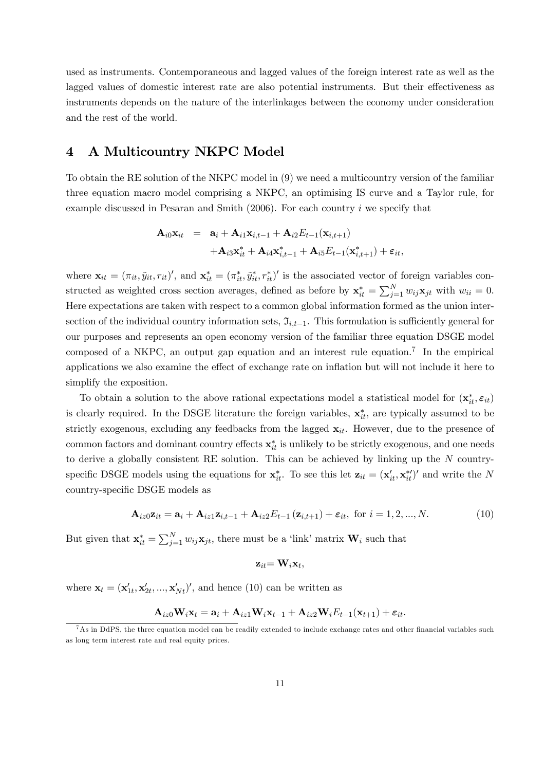used as instruments. Contemporaneous and lagged values of the foreign interest rate as well as the lagged values of domestic interest rate are also potential instruments. But their effectiveness as instruments depends on the nature of the interlinkages between the economy under consideration and the rest of the world.

## 4 A Multicountry NKPC Model

To obtain the RE solution of the NKPC model in (9) we need a multicountry version of the familiar three equation macro model comprising a NKPC, an optimising IS curve and a Taylor rule, for example discussed in Pesaran and Smith (2006). For each country $i$ we specify that

$$
\begin{aligned}
\mathbf{A}_{i0}\mathbf{x}_{it} &= \mathbf{a}_i + \mathbf{A}_{i1}\mathbf{x}_{i,t-1} + \mathbf{A}_{i2}E_{t-1}(\mathbf{x}_{i,t+1}) \\
&\quad + \mathbf{A}_{i3}\mathbf{x}_{it}^* + \mathbf{A}_{i4}\mathbf{x}_{i,t-1}^* + \mathbf{A}_{i5}E_{t-1}(\mathbf{x}_{i,t+1}^*) + \boldsymbol{\varepsilon}_{it},
\end{aligned}
$$

where $\mathbf{x}_{it} = (\pi_{it}, \tilde{y}_{it}, r_{it})'$, and $\mathbf{x}_{it}^* = (\pi_{it}^*, \tilde{y}_{it}^*, r_{it}^*)'$ is the associated vector of foreign variables constructed as weighted cross section averages, defined as before by $\mathbf{x}_{it}^* = \sum_{j=1}^N w_{ij}\mathbf{x}_{jt}$ with $w_{ii} = 0$. Here expectations are taken with respect to a common global information formed as the union intersection of the individual country information sets, $\mathfrak{I}_{i,t-1}$. This formulation is sufficiently general for our purposes and represents an open economy version of the familiar three equation DSGE model composed of a NKPC, an output gap equation and an interest rule equation.[7] In the empirical applications we also examine the effect of exchange rate on inflation but will not include it here to simplify the exposition.

To obtain a solution to the above rational expectations model a statistical model for $(\mathbf{x}_{it}^*, \boldsymbol{\varepsilon}_{it})$ is clearly required. In the DSGE literature the foreign variables, $\mathbf{x}_{it}^*$, are typically assumed to be strictly exogenous, excluding any feedbacks from the lagged $\mathbf{x}_{it}$. However, due to the presence of common factors and dominant country effects $\mathbf{x}_{it}^*$ is unlikely to be strictly exogenous, and one needs to derive a globally consistent RE solution. This can be achieved by linking up the $N$ country-specific DSGE models using the equations for $\mathbf{x}_{it}^*$. To see this let $\mathbf{z}_{it} = (\mathbf{x}_{it}', \mathbf{x}_{it}^{*\prime})'$ and write the $N$ country-specific DSGE models as

$$
\mathbf{A}_{iz0}\mathbf{z}_{it} = \mathbf{a}_i + \mathbf{A}_{iz1}\mathbf{z}_{i,t-1} + \mathbf{A}_{iz2}E_{t-1}\left(\mathbf{z}_{i,t+1}\right) + \boldsymbol{\varepsilon}_{it}, \text{ for } i = 1, 2, ..., N. \tag{10}
$$

But given that $\mathbf{x}_{it}^* = \sum_{j=1}^N w_{ij}\mathbf{x}_{jt}$, there must be a 'link' matrix $\mathbf{W}_i$ such that

$$
\mathbf{z}_{it} = \mathbf{W}_i\mathbf{x}_t,
$$

where $\mathbf{x}_t = (\mathbf{x}_{1t}', \mathbf{x}_{2t}', ..., \mathbf{x}_{Nt}')'$, and hence (10) can be written as

$$
\mathbf{A}_{iz0}\mathbf{W}_i\mathbf{x}_t = \mathbf{a}_i + \mathbf{A}_{iz1}\mathbf{W}_i\mathbf{x}_{t-1} + \mathbf{A}_{iz2}\mathbf{W}_iE_{t-1}(\mathbf{x}_{t+1}) + \boldsymbol{\varepsilon}_{it}.
$$

[7] As in DdPS, the three equation model can be readily extended to include exchange rates and other financial variables such as long term interest rate and real equity prices.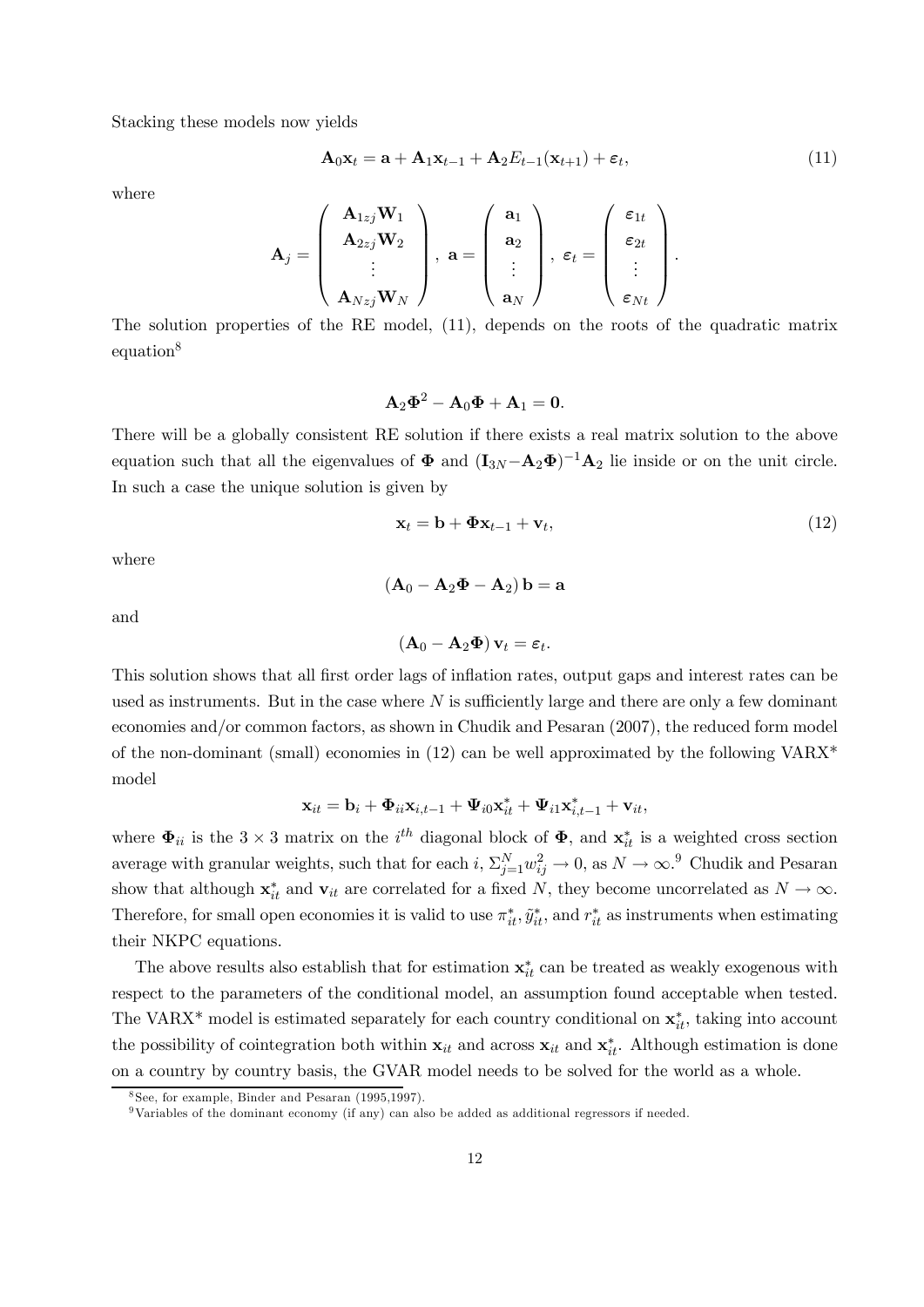Stacking these models now yields

$$\mathbf{A}_0\mathbf{x}_t = \mathbf{a} + \mathbf{A}_1\mathbf{x}_{t-1} + \mathbf{A}_2 E_{t-1}(\mathbf{x}_{t+1}) + \boldsymbol{\varepsilon}_t, \tag{11}$$

where

$$\mathbf{A}_j = \begin{pmatrix} \mathbf{A}_{1zj}\mathbf{W}_1 \\ \mathbf{A}_{2zj}\mathbf{W}_2 \\ \vdots \\ \mathbf{A}_{Nzj}\mathbf{W}_N \end{pmatrix}, \ \mathbf{a} = \begin{pmatrix} \mathbf{a}_1 \\ \mathbf{a}_2 \\ \vdots \\ \mathbf{a}_N \end{pmatrix}, \ \boldsymbol{\varepsilon}_t = \begin{pmatrix} \boldsymbol{\varepsilon}_{1t} \\ \boldsymbol{\varepsilon}_{2t} \\ \vdots \\ \boldsymbol{\varepsilon}_{Nt} \end{pmatrix}.$$

The solution properties of the RE model, (11), depends on the roots of the quadratic matrix equation[8]

$$\mathbf{A}_2\boldsymbol{\Phi}^2 - \mathbf{A}_0\boldsymbol{\Phi} + \mathbf{A}_1 = \mathbf{0}.$$

There will be a globally consistent RE solution if there exists a real matrix solution to the above equation such that all the eigenvalues of $\boldsymbol{\Phi}$ and $(\mathbf{I}_{3N} - \mathbf{A}_2\boldsymbol{\Phi})^{-1}\mathbf{A}_2$ lie inside or on the unit circle. In such a case the unique solution is given by

$$\mathbf{x}_t = \mathbf{b} + \boldsymbol{\Phi}\mathbf{x}_{t-1} + \mathbf{v}_t, \tag{12}$$

where

$$\left(\mathbf{A}_0 - \mathbf{A}_2\boldsymbol{\Phi} - \mathbf{A}_2\right)\mathbf{b} = \mathbf{a}$$

and

$$\left(\mathbf{A}_0 - \mathbf{A}_2\boldsymbol{\Phi}\right)\mathbf{v}_t = \boldsymbol{\varepsilon}_t.$$

This solution shows that all first order lags of inflation rates, output gaps and interest rates can be used as instruments. But in the case where $N$ is sufficiently large and there are only a few dominant economies and/or common factors, as shown in Chudik and Pesaran (2007), the reduced form model of the non-dominant (small) economies in (12) can be well approximated by the following VARX* model

$$\mathbf{x}_{it} = \mathbf{b}_i + \boldsymbol{\Phi}_{ii}\mathbf{x}_{i,t-1} + \boldsymbol{\Psi}_{i0}\mathbf{x}_{it}^* + \boldsymbol{\Psi}_{i1}\mathbf{x}_{i,t-1}^* + \mathbf{v}_{it},$$

where $\boldsymbol{\Phi}_{ii}$ is the $3 \times 3$ matrix on the $i^{th}$ diagonal block of $\boldsymbol{\Phi}$, and $\mathbf{x}_{it}^*$ is a weighted cross section average with granular weights, such that for each $i$, $\Sigma_{j=1}^N w_{ij}^2 \to 0$, as $N \to \infty$.[9] Chudik and Pesaran show that although $\mathbf{x}_{it}^*$ and $\mathbf{v}_{it}$ are correlated for a fixed $N$, they become uncorrelated as $N \to \infty$. Therefore, for small open economies it is valid to use $\pi_{it}^*, \tilde{y}_{it}^*$, and $r_{it}^*$ as instruments when estimating their NKPC equations.

The above results also establish that for estimation $\mathbf{x}_{it}^*$ can be treated as weakly exogenous with respect to the parameters of the conditional model, an assumption found acceptable when tested. The VARX* model is estimated separately for each country conditional on $\mathbf{x}_{it}^*$, taking into account the possibility of cointegration both within $\mathbf{x}_{it}$ and across $\mathbf{x}_{it}$ and $\mathbf{x}_{it}^*$. Although estimation is done on a country by country basis, the GVAR model needs to be solved for the world as a whole.

[8] See, for example, Binder and Pesaran (1995,1997).

[9] Variables of the dominant economy (if any) can also be added as additional regressors if needed.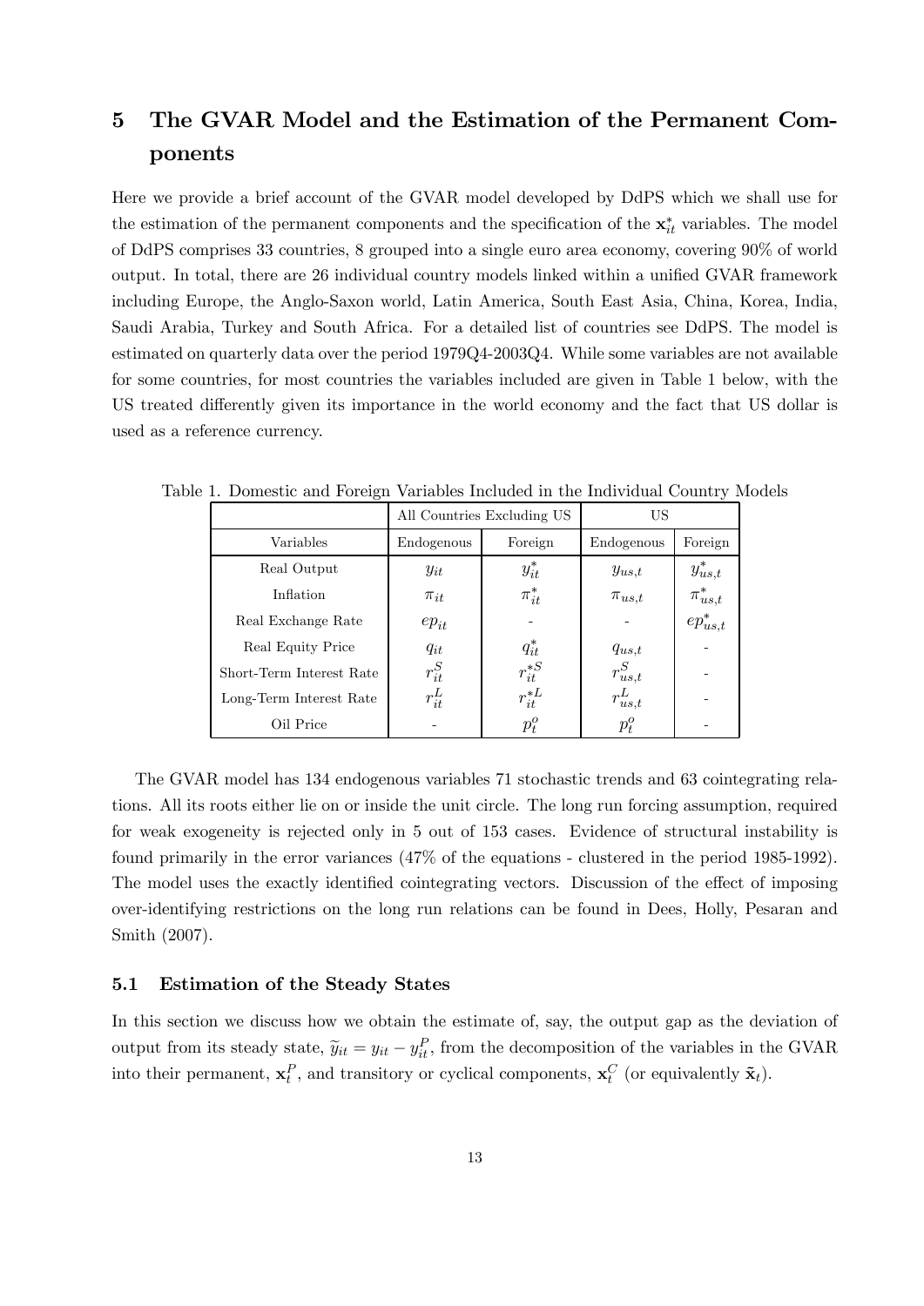# 5 The GVAR Model and the Estimation of the Permanent Components

Here we provide a brief account of the GVAR model developed by DdPS which we shall use for the estimation of the permanent components and the specification of the $\mathbf{x}_{it}^{*}$ variables. The model of DdPS comprises 33 countries, 8 grouped into a single euro area economy, covering 90% of world output. In total, there are 26 individual country models linked within a unified GVAR framework including Europe, the Anglo-Saxon world, Latin America, South East Asia, China, Korea, India, Saudi Arabia, Turkey and South Africa. For a detailed list of countries see DdPS. The model is estimated on quarterly data over the period 1979Q4-2003Q4. While some variables are not available for some countries, for most countries the variables included are given in Table 1 below, with the US treated differently given its importance in the world economy and the fact that US dollar is used as a reference currency.

Table 1. Domestic and Foreign Variables Included in the Individual Country Models

| | All Countries Excluding US | | US | |
|---|---|---|---|---|
| Variables | Endogenous | Foreign | Endogenous | Foreign |
| Real Output | $y_{it}$ | $y_{it}^{*}$ | $y_{us,t}$ | $y_{us,t}^{*}$ |
| Inflation | $\pi_{it}$ | $\pi_{it}^{*}$ | $\pi_{us,t}$ | $\pi_{us,t}^{*}$ |
| Real Exchange Rate | $ep_{it}$ | - | - | $ep_{us,t}^{*}$ |
| Real Equity Price | $q_{it}$ | $q_{it}^{*}$ | $q_{us,t}$ | - |
| Short-Term Interest Rate | $r_{it}^{S}$ | $r_{it}^{*S}$ | $r_{us,t}^{S}$ | - |
| Long-Term Interest Rate | $r_{it}^{L}$ | $r_{it}^{*L}$ | $r_{us,t}^{L}$ | - |
| Oil Price | - | $p_{t}^{o}$ | $p_{t}^{o}$ | - |

The GVAR model has 134 endogenous variables 71 stochastic trends and 63 cointegrating relations. All its roots either lie on or inside the unit circle. The long run forcing assumption, required for weak exogeneity is rejected only in 5 out of 153 cases. Evidence of structural instability is found primarily in the error variances (47% of the equations - clustered in the period 1985-1992). The model uses the exactly identified cointegrating vectors. Discussion of the effect of imposing over-identifying restrictions on the long run relations can be found in Dees, Holly, Pesaran and Smith (2007).

## 5.1 Estimation of the Steady States

In this section we discuss how we obtain the estimate of, say, the output gap as the deviation of output from its steady state, $\widetilde{y}_{it} = y_{it} - y_{it}^{P}$, from the decomposition of the variables in the GVAR into their permanent, $\mathbf{x}_{t}^{P}$, and transitory or cyclical components, $\mathbf{x}_{t}^{C}$ (or equivalently $\tilde{\mathbf{x}}_{t}$).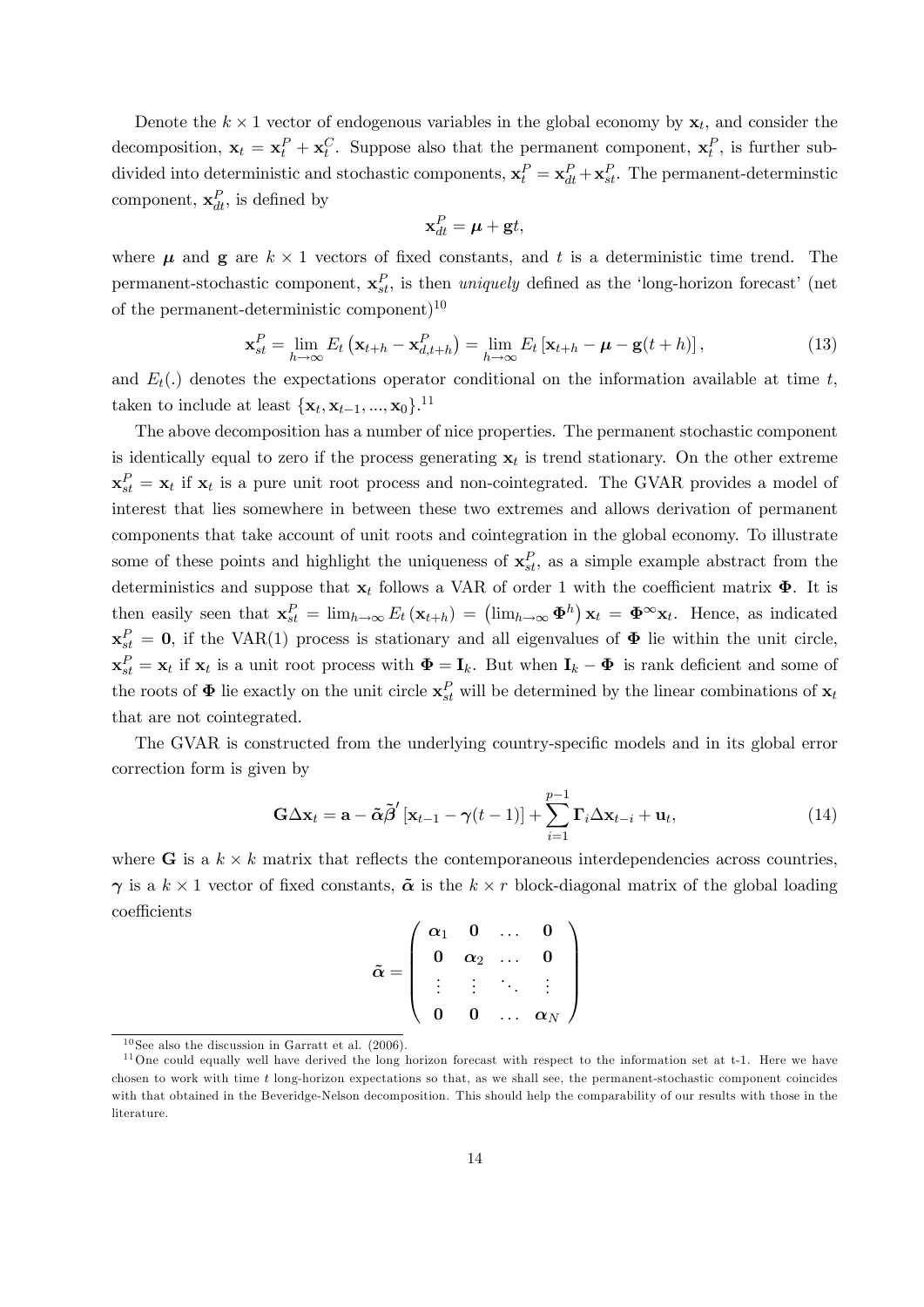Denote the $k \times 1$ vector of endogenous variables in the global economy by $\mathbf{x}_t$, and consider the decomposition, $\mathbf{x}_t = \mathbf{x}_t^P + \mathbf{x}_t^C$. Suppose also that the permanent component, $\mathbf{x}_t^P$, is further subdivided into deterministic and stochastic components, $\mathbf{x}_t^P = \mathbf{x}_{dt}^P + \mathbf{x}_{st}^P$. The permanent-determinstic component, $\mathbf{x}_{dt}^P$, is defined by

$$\mathbf{x}_{dt}^P = \boldsymbol{\mu} + \mathbf{g}t,$$

where $\boldsymbol{\mu}$ and $\mathbf{g}$ are $k \times 1$ vectors of fixed constants, and $t$ is a deterministic time trend. The permanent-stochastic component, $\mathbf{x}_{st}^P$, is then *uniquely* defined as the 'long-horizon forecast' (net of the permanent-deterministic component)[10]

$$\mathbf{x}_{st}^P = \lim_{h \to \infty} E_t \left( \mathbf{x}_{t+h} - \mathbf{x}_{d,t+h}^P \right) = \lim_{h \to \infty} E_t \left[ \mathbf{x}_{t+h} - \boldsymbol{\mu} - \mathbf{g}(t+h) \right], \tag{13}$$

and $E_t(.)$ denotes the expectations operator conditional on the information available at time $t$, taken to include at least $\{\mathbf{x}_t, \mathbf{x}_{t-1}, ..., \mathbf{x}_0\}$.[11]

The above decomposition has a number of nice properties. The permanent stochastic component is identically equal to zero if the process generating $\mathbf{x}_t$ is trend stationary. On the other extreme $\mathbf{x}_{st}^P = \mathbf{x}_t$ if $\mathbf{x}_t$ is a pure unit root process and non-cointegrated. The GVAR provides a model of interest that lies somewhere in between these two extremes and allows derivation of permanent components that take account of unit roots and cointegration in the global economy. To illustrate some of these points and highlight the uniqueness of $\mathbf{x}_{st}^P$, as a simple example abstract from the deterministics and suppose that $\mathbf{x}_t$ follows a VAR of order 1 with the coefficient matrix $\boldsymbol{\Phi}$. It is then easily seen that $\mathbf{x}_{st}^P = \lim_{h \to \infty} E_t (\mathbf{x}_{t+h}) = \left( \lim_{h \to \infty} \boldsymbol{\Phi}^h \right) \mathbf{x}_t = \boldsymbol{\Phi}^{\infty} \mathbf{x}_t$. Hence, as indicated $\mathbf{x}_{st}^P = \mathbf{0}$, if the VAR(1) process is stationary and all eigenvalues of $\boldsymbol{\Phi}$ lie within the unit circle, $\mathbf{x}_{st}^P = \mathbf{x}_t$ if $\mathbf{x}_t$ is a unit root process with $\boldsymbol{\Phi} = \mathbf{I}_k$. But when $\mathbf{I}_k - \boldsymbol{\Phi}$ is rank deficient and some of the roots of $\boldsymbol{\Phi}$ lie exactly on the unit circle $\mathbf{x}_{st}^P$ will be determined by the linear combinations of $\mathbf{x}_t$ that are not cointegrated.

The GVAR is constructed from the underlying country-specific models and in its global error correction form is given by

$$\mathbf{G} \Delta \mathbf{x}_t = \mathbf{a} - \tilde{\boldsymbol{\alpha}} \tilde{\boldsymbol{\beta}}' \left[ \mathbf{x}_{t-1} - \boldsymbol{\gamma}(t-1) \right] + \sum_{i=1}^{p-1} \boldsymbol{\Gamma}_i \Delta \mathbf{x}_{t-i} + \mathbf{u}_t, \tag{14}$$

where $\mathbf{G}$ is a $k \times k$ matrix that reflects the contemporaneous interdependencies across countries, $\boldsymbol{\gamma}$ is a $k \times 1$ vector of fixed constants, $\tilde{\boldsymbol{\alpha}}$ is the $k \times r$ block-diagonal matrix of the global loading coefficients

$$\tilde{\boldsymbol{\alpha}} = \begin{pmatrix} \boldsymbol{\alpha}_1 & \mathbf{0} & \dots & \mathbf{0} \\ \mathbf{0} & \boldsymbol{\alpha}_2 & \dots & \mathbf{0} \\ \vdots & \vdots & \ddots & \vdots \\ \mathbf{0} & \mathbf{0} & \dots & \boldsymbol{\alpha}_N \end{pmatrix}$$

[10] See also the discussion in Garratt et al. (2006).

[11] One could equally well have derived the long horizon forecast with respect to the information set at t-1. Here we have chosen to work with time $t$ long-horizon expectations so that, as we shall see, the permanent-stochastic component coincides with that obtained in the Beveridge-Nelson decomposition. This should help the comparability of our results with those in the literature.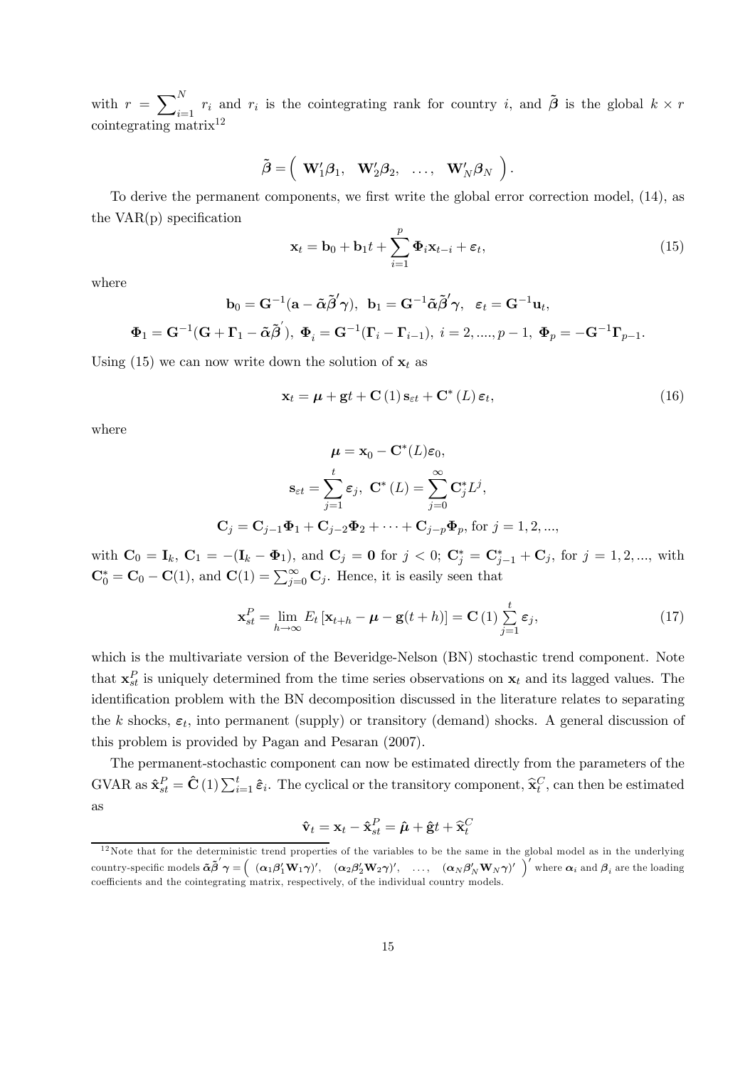with $r = \sum_{i=1}^{N} r_i$ and $r_i$ is the cointegrating rank for country $i$, and $\tilde{\boldsymbol{\beta}}$ is the global $k \times r$ cointegrating matrix[12]

$$\tilde{\boldsymbol{\beta}} = \begin{pmatrix} \mathbf{W}_1'\boldsymbol{\beta}_1, & \mathbf{W}_2'\boldsymbol{\beta}_2, & \ldots, & \mathbf{W}_N'\boldsymbol{\beta}_N \end{pmatrix}.$$

To derive the permanent components, we first write the global error correction model, (14), as the VAR(p) specification

$$\mathbf{x}_t = \mathbf{b}_0 + \mathbf{b}_1 t + \sum_{i=1}^{p} \boldsymbol{\Phi}_i \mathbf{x}_{t-i} + \boldsymbol{\varepsilon}_t, \tag{15}$$

where

$$\mathbf{b}_0 = \mathbf{G}^{-1}(\mathbf{a} - \tilde{\boldsymbol{\alpha}}\tilde{\boldsymbol{\beta}}'\boldsymbol{\gamma}), \;\; \mathbf{b}_1 = \mathbf{G}^{-1}\tilde{\boldsymbol{\alpha}}\tilde{\boldsymbol{\beta}}'\boldsymbol{\gamma}, \;\; \boldsymbol{\varepsilon}_t = \mathbf{G}^{-1}\mathbf{u}_t,$$

$$\boldsymbol{\Phi}_1 = \mathbf{G}^{-1}(\mathbf{G} + \boldsymbol{\Gamma}_1 - \tilde{\boldsymbol{\alpha}}\tilde{\boldsymbol{\beta}}^{'}), \; \boldsymbol{\Phi}_i = \mathbf{G}^{-1}(\boldsymbol{\Gamma}_i - \boldsymbol{\Gamma}_{i-1}), \; i = 2, ...., p-1, \; \boldsymbol{\Phi}_p = -\mathbf{G}^{-1}\boldsymbol{\Gamma}_{p-1}.$$

Using (15) we can now write down the solution of $\mathbf{x}_t$ as

$$\mathbf{x}_t = \boldsymbol{\mu} + \mathbf{g}t + \mathbf{C}(1)\,\mathbf{s}_{\varepsilon t} + \mathbf{C}^*(L)\,\boldsymbol{\varepsilon}_t, \tag{16}$$

where

$$\boldsymbol{\mu} = \mathbf{x}_0 - \mathbf{C}^*(L)\boldsymbol{\varepsilon}_0,$$

$$\mathbf{s}_{\varepsilon t} = \sum_{j=1}^{t} \boldsymbol{\varepsilon}_j, \;\; \mathbf{C}^*(L) = \sum_{j=0}^{\infty} \mathbf{C}_j^* L^j,$$

$$\mathbf{C}_j = \mathbf{C}_{j-1}\boldsymbol{\Phi}_1 + \mathbf{C}_{j-2}\boldsymbol{\Phi}_2 + \cdots + \mathbf{C}_{j-p}\boldsymbol{\Phi}_p, \text{ for } j = 1, 2, ...,$$

with $\mathbf{C}_0 = \mathbf{I}_k$, $\mathbf{C}_1 = -(\mathbf{I}_k - \boldsymbol{\Phi}_1)$, and $\mathbf{C}_j = \mathbf{0}$ for $j < 0$; $\mathbf{C}_j^* = \mathbf{C}_{j-1}^* + \mathbf{C}_j$, for $j = 1, 2, ...$, with $\mathbf{C}_0^* = \mathbf{C}_0 - \mathbf{C}(1)$, and $\mathbf{C}(1) = \sum_{j=0}^{\infty} \mathbf{C}_j$. Hence, it is easily seen that

$$\mathbf{x}_{st}^P = \lim_{h \to \infty} E_t\left[\mathbf{x}_{t+h} - \boldsymbol{\mu} - \mathbf{g}(t+h)\right] = \mathbf{C}(1) \sum_{j=1}^{t} \boldsymbol{\varepsilon}_j, \tag{17}$$

which is the multivariate version of the Beveridge-Nelson (BN) stochastic trend component. Note that $\mathbf{x}_{st}^P$ is uniquely determined from the time series observations on $\mathbf{x}_t$ and its lagged values. The identification problem with the BN decomposition discussed in the literature relates to separating the $k$ shocks, $\boldsymbol{\varepsilon}_t$, into permanent (supply) or transitory (demand) shocks. A general discussion of this problem is provided by Pagan and Pesaran (2007).

The permanent-stochastic component can now be estimated directly from the parameters of the GVAR as $\hat{\mathbf{x}}_{st}^P = \hat{\mathbf{C}}(1) \sum_{i=1}^{t} \hat{\boldsymbol{\varepsilon}}_i$. The cyclical or the transitory component, $\widehat{\mathbf{x}}_t^C$, can then be estimated as

$$\hat{\mathbf{v}}_t = \mathbf{x}_t - \hat{\mathbf{x}}_{st}^P = \hat{\boldsymbol{\mu}} + \hat{\mathbf{g}}t + \widehat{\mathbf{x}}_t^C$$

[12] Note that for the deterministic trend properties of the variables to be the same in the global model as in the underlying country-specific models $\tilde{\boldsymbol{\alpha}}\tilde{\boldsymbol{\beta}}^{'}\boldsymbol{\gamma} = \begin{pmatrix} (\boldsymbol{\alpha}_1\boldsymbol{\beta}_1'\mathbf{W}_1\boldsymbol{\gamma})', & (\boldsymbol{\alpha}_2\boldsymbol{\beta}_2'\mathbf{W}_2\boldsymbol{\gamma})', & \ldots, & (\boldsymbol{\alpha}_N\boldsymbol{\beta}_N'\mathbf{W}_N\boldsymbol{\gamma})' \end{pmatrix}'$ where $\boldsymbol{\alpha}_i$ and $\boldsymbol{\beta}_i$ are the loading coefficients and the cointegrating matrix, respectively, of the individual country models.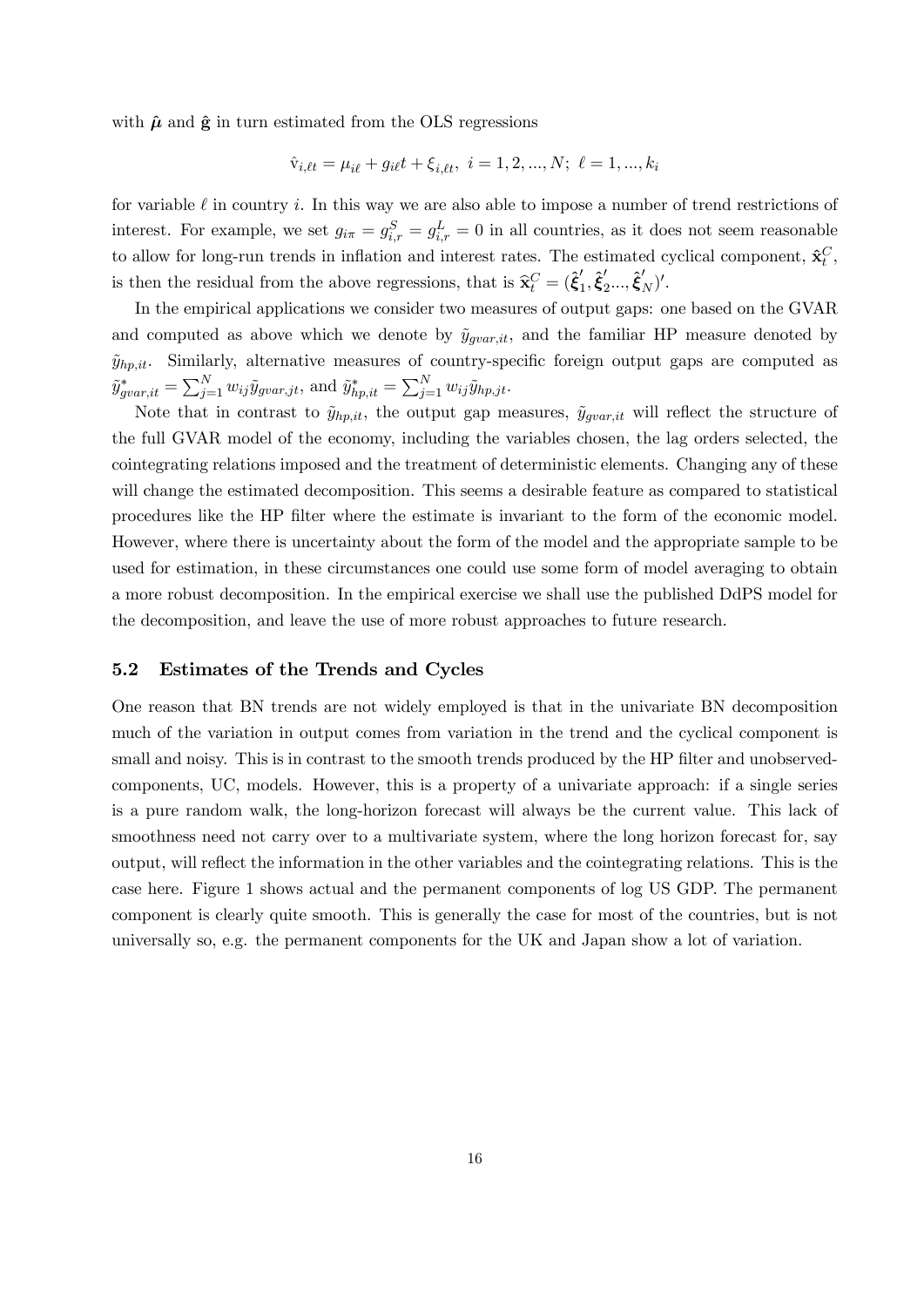with $\hat{\boldsymbol{\mu}}$ and $\hat{\mathbf{g}}$ in turn estimated from the OLS regressions

$$\hat{\mathrm{v}}_{i,\ell t} = \mu_{i\ell} + g_{i\ell} t + \xi_{i,\ell t}, \; i = 1, 2, ..., N; \; \ell = 1, ..., k_i$$

for variable $\ell$ in country $i$. In this way we are also able to impose a number of trend restrictions of interest. For example, we set $g_{i\pi} = g^S_{i,r} = g^L_{i,r} = 0$ in all countries, as it does not seem reasonable to allow for long-run trends in inflation and interest rates. The estimated cyclical component, $\hat{\mathbf{x}}^C_t$, is then the residual from the above regressions, that is $\widehat{\mathbf{x}}^C_t = (\hat{\boldsymbol{\xi}}'_1, \hat{\boldsymbol{\xi}}'_2 ..., \hat{\boldsymbol{\xi}}'_N)'$.

In the empirical applications we consider two measures of output gaps: one based on the GVAR and computed as above which we denote by $\tilde{y}_{gvar,it}$, and the familiar HP measure denoted by $\tilde{y}_{hp,it}$. Similarly, alternative measures of country-specific foreign output gaps are computed as $\tilde{y}^*_{gvar,it} = \sum_{j=1}^N w_{ij} \tilde{y}_{gvar,jt}$, and $\tilde{y}^*_{hp,it} = \sum_{j=1}^N w_{ij} \tilde{y}_{hp,jt}$.

Note that in contrast to $\tilde{y}_{hp,it}$, the output gap measures, $\tilde{y}_{gvar,it}$ will reflect the structure of the full GVAR model of the economy, including the variables chosen, the lag orders selected, the cointegrating relations imposed and the treatment of deterministic elements. Changing any of these will change the estimated decomposition. This seems a desirable feature as compared to statistical procedures like the HP filter where the estimate is invariant to the form of the economic model. However, where there is uncertainty about the form of the model and the appropriate sample to be used for estimation, in these circumstances one could use some form of model averaging to obtain a more robust decomposition. In the empirical exercise we shall use the published DdPS model for the decomposition, and leave the use of more robust approaches to future research.

### 5.2 Estimates of the Trends and Cycles

One reason that BN trends are not widely employed is that in the univariate BN decomposition much of the variation in output comes from variation in the trend and the cyclical component is small and noisy. This is in contrast to the smooth trends produced by the HP filter and unobserved-components, UC, models. However, this is a property of a univariate approach: if a single series is a pure random walk, the long-horizon forecast will always be the current value. This lack of smoothness need not carry over to a multivariate system, where the long horizon forecast for, say output, will reflect the information in the other variables and the cointegrating relations. This is the case here. Figure 1 shows actual and the permanent components of log US GDP. The permanent component is clearly quite smooth. This is generally the case for most of the countries, but is not universally so, e.g. the permanent components for the UK and Japan show a lot of variation.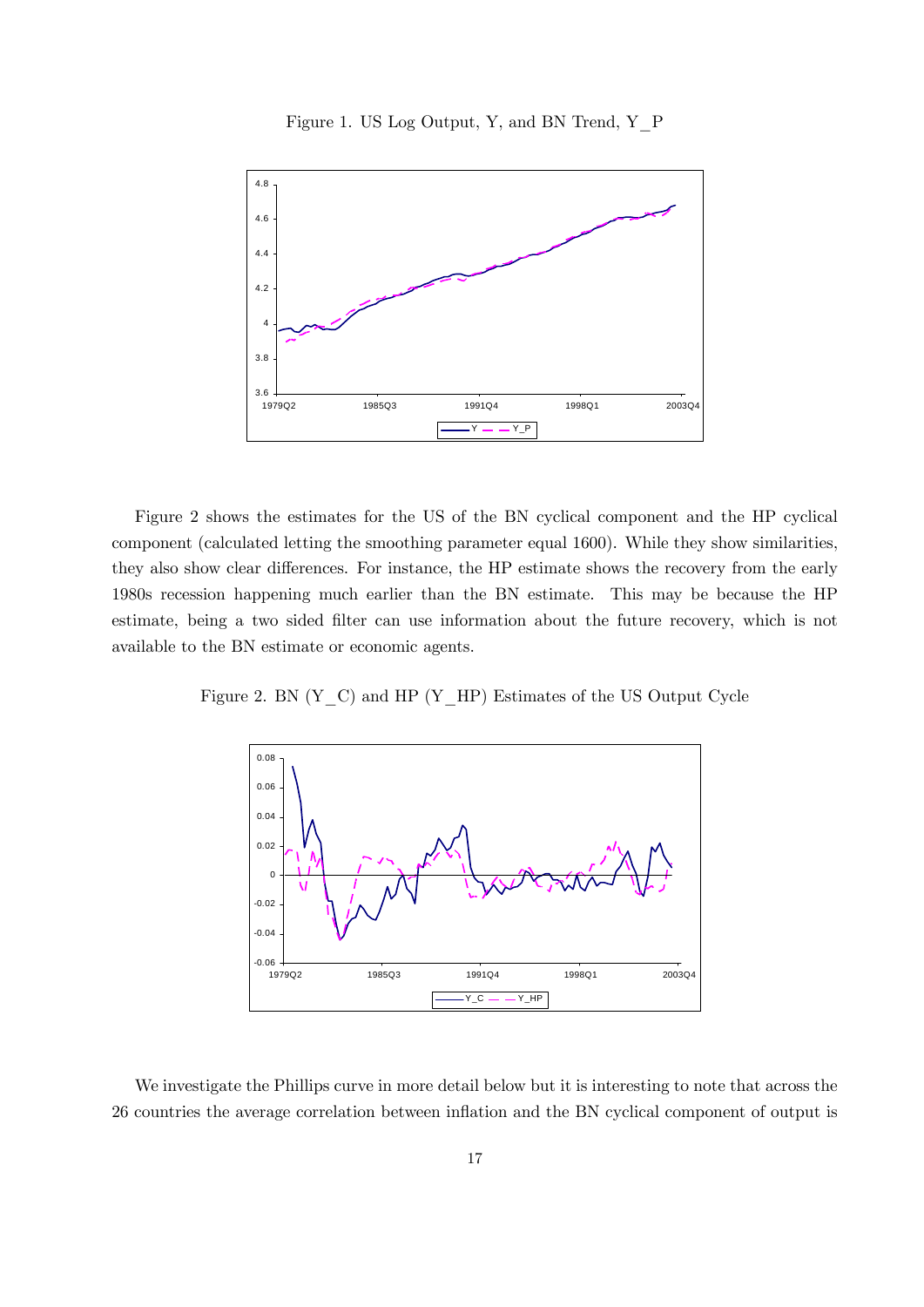Figure 1. US Log Output, Y, and BN Trend, Y_P

Figure 2 shows the estimates for the US of the BN cyclical component and the HP cyclical component (calculated letting the smoothing parameter equal 1600). While they show similarities, they also show clear differences. For instance, the HP estimate shows the recovery from the early 1980s recession happening much earlier than the BN estimate. This may be because the HP estimate, being a two sided filter can use information about the future recovery, which is not available to the BN estimate or economic agents.

Figure 2. BN (Y_C) and HP (Y_HP) Estimates of the US Output Cycle

We investigate the Phillips curve in more detail below but it is interesting to note that across the 26 countries the average correlation between inflation and the BN cyclical component of output is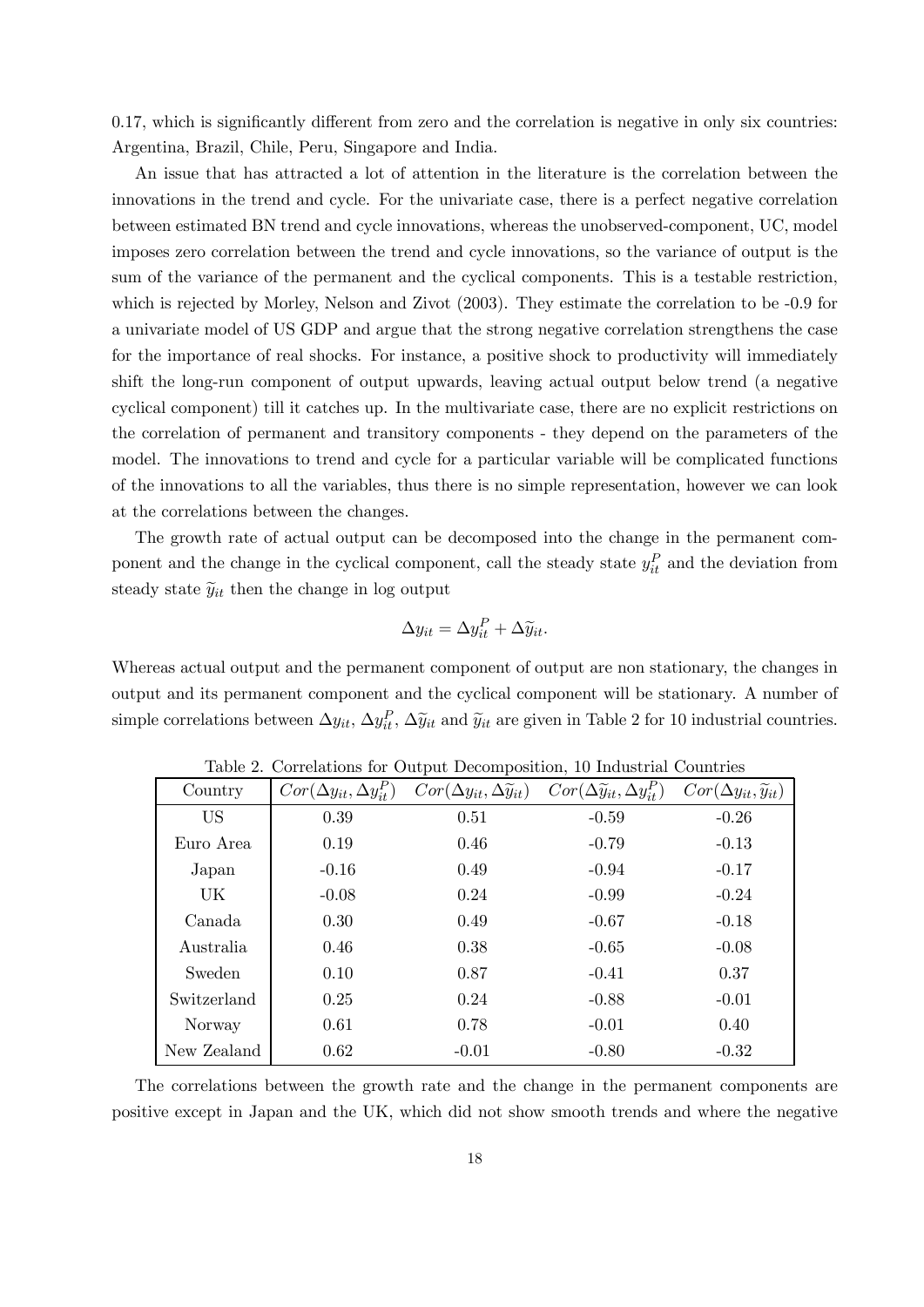0.17, which is significantly different from zero and the correlation is negative in only six countries: Argentina, Brazil, Chile, Peru, Singapore and India.

An issue that has attracted a lot of attention in the literature is the correlation between the innovations in the trend and cycle. For the univariate case, there is a perfect negative correlation between estimated BN trend and cycle innovations, whereas the unobserved-component, UC, model imposes zero correlation between the trend and cycle innovations, so the variance of output is the sum of the variance of the permanent and the cyclical components. This is a testable restriction, which is rejected by Morley, Nelson and Zivot (2003). They estimate the correlation to be -0.9 for a univariate model of US GDP and argue that the strong negative correlation strengthens the case for the importance of real shocks. For instance, a positive shock to productivity will immediately shift the long-run component of output upwards, leaving actual output below trend (a negative cyclical component) till it catches up. In the multivariate case, there are no explicit restrictions on the correlation of permanent and transitory components - they depend on the parameters of the model. The innovations to trend and cycle for a particular variable will be complicated functions of the innovations to all the variables, thus there is no simple representation, however we can look at the correlations between the changes.

The growth rate of actual output can be decomposed into the change in the permanent component and the change in the cyclical component, call the steady state $y_{it}^P$ and the deviation from steady state $\widetilde{y}_{it}$ then the change in log output

$$\Delta y_{it} = \Delta y_{it}^P + \Delta \widetilde{y}_{it}.$$

Whereas actual output and the permanent component of output are non stationary, the changes in output and its permanent component and the cyclical component will be stationary. A number of simple correlations between $\Delta y_{it}$, $\Delta y_{it}^P$, $\Delta \widetilde{y}_{it}$ and $\widetilde{y}_{it}$ are given in Table 2 for 10 industrial countries.

Table 2. Correlations for Output Decomposition, 10 Industrial Countries

| Country | $Cor(\Delta y_{it}, \Delta y_{it}^P)$ | $Cor(\Delta y_{it}, \Delta \widetilde{y}_{it})$ | $Cor(\Delta \widetilde{y}_{it}, \Delta y_{it}^P)$ | $Cor(\Delta y_{it}, \widetilde{y}_{it})$ |
|---|---|---|---|---|
| US | 0.39 | 0.51 | -0.59 | -0.26 |
| Euro Area | 0.19 | 0.46 | -0.79 | -0.13 |
| Japan | -0.16 | 0.49 | -0.94 | -0.17 |
| UK | -0.08 | 0.24 | -0.99 | -0.24 |
| Canada | 0.30 | 0.49 | -0.67 | -0.18 |
| Australia | 0.46 | 0.38 | -0.65 | -0.08 |
| Sweden | 0.10 | 0.87 | -0.41 | 0.37 |
| Switzerland | 0.25 | 0.24 | -0.88 | -0.01 |
| Norway | 0.61 | 0.78 | -0.01 | 0.40 |
| New Zealand | 0.62 | -0.01 | -0.80 | -0.32 |

The correlations between the growth rate and the change in the permanent components are positive except in Japan and the UK, which did not show smooth trends and where the negative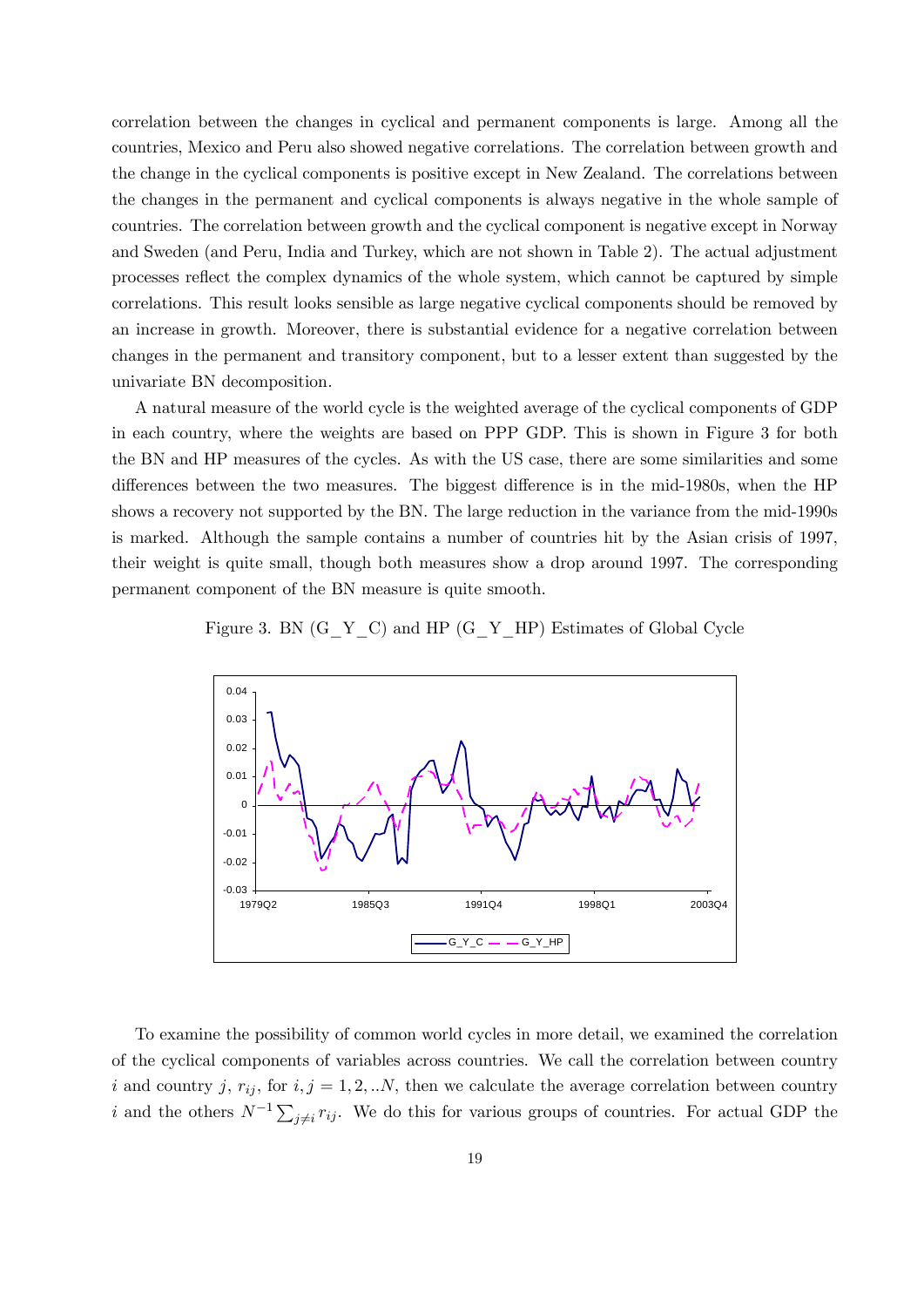correlation between the changes in cyclical and permanent components is large. Among all the countries, Mexico and Peru also showed negative correlations. The correlation between growth and the change in the cyclical components is positive except in New Zealand. The correlations between the changes in the permanent and cyclical components is always negative in the whole sample of countries. The correlation between growth and the cyclical component is negative except in Norway and Sweden (and Peru, India and Turkey, which are not shown in Table 2). The actual adjustment processes reflect the complex dynamics of the whole system, which cannot be captured by simple correlations. This result looks sensible as large negative cyclical components should be removed by an increase in growth. Moreover, there is substantial evidence for a negative correlation between changes in the permanent and transitory component, but to a lesser extent than suggested by the univariate BN decomposition.

A natural measure of the world cycle is the weighted average of the cyclical components of GDP in each country, where the weights are based on PPP GDP. This is shown in Figure 3 for both the BN and HP measures of the cycles. As with the US case, there are some similarities and some differences between the two measures. The biggest difference is in the mid-1980s, when the HP shows a recovery not supported by the BN. The large reduction in the variance from the mid-1990s is marked. Although the sample contains a number of countries hit by the Asian crisis of 1997, their weight is quite small, though both measures show a drop around 1997. The corresponding permanent component of the BN measure is quite smooth.

Figure 3. BN (G_Y_C) and HP (G_Y_HP) Estimates of Global Cycle

To examine the possibility of common world cycles in more detail, we examined the correlation of the cyclical components of variables across countries. We call the correlation between country $i$ and country $j$, $r_{ij}$, for $i, j = 1, 2, ..N$, then we calculate the average correlation between country $i$ and the others $N^{-1}\sum_{j \neq i} r_{ij}$. We do this for various groups of countries. For actual GDP the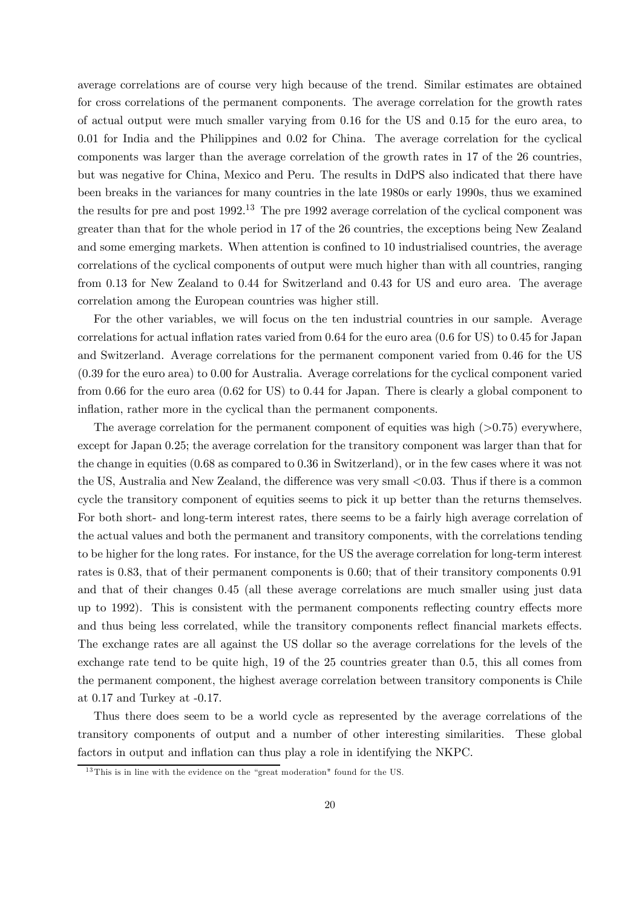average correlations are of course very high because of the trend. Similar estimates are obtained for cross correlations of the permanent components. The average correlation for the growth rates of actual output were much smaller varying from 0.16 for the US and 0.15 for the euro area, to 0.01 for India and the Philippines and 0.02 for China. The average correlation for the cyclical components was larger than the average correlation of the growth rates in 17 of the 26 countries, but was negative for China, Mexico and Peru. The results in DdPS also indicated that there have been breaks in the variances for many countries in the late 1980s or early 1990s, thus we examined the results for pre and post 1992.[13] The pre 1992 average correlation of the cyclical component was greater than that for the whole period in 17 of the 26 countries, the exceptions being New Zealand and some emerging markets. When attention is confined to 10 industrialised countries, the average correlations of the cyclical components of output were much higher than with all countries, ranging from 0.13 for New Zealand to 0.44 for Switzerland and 0.43 for US and euro area. The average correlation among the European countries was higher still.

For the other variables, we will focus on the ten industrial countries in our sample. Average correlations for actual inflation rates varied from 0.64 for the euro area (0.6 for US) to 0.45 for Japan and Switzerland. Average correlations for the permanent component varied from 0.46 for the US (0.39 for the euro area) to 0.00 for Australia. Average correlations for the cyclical component varied from 0.66 for the euro area (0.62 for US) to 0.44 for Japan. There is clearly a global component to inflation, rather more in the cyclical than the permanent components.

The average correlation for the permanent component of equities was high (>0.75) everywhere, except for Japan 0.25; the average correlation for the transitory component was larger than that for the change in equities (0.68 as compared to 0.36 in Switzerland), or in the few cases where it was not the US, Australia and New Zealand, the difference was very small <0.03. Thus if there is a common cycle the transitory component of equities seems to pick it up better than the returns themselves. For both short- and long-term interest rates, there seems to be a fairly high average correlation of the actual values and both the permanent and transitory components, with the correlations tending to be higher for the long rates. For instance, for the US the average correlation for long-term interest rates is 0.83, that of their permanent components is 0.60; that of their transitory components 0.91 and that of their changes 0.45 (all these average correlations are much smaller using just data up to 1992). This is consistent with the permanent components reflecting country effects more and thus being less correlated, while the transitory components reflect financial markets effects. The exchange rates are all against the US dollar so the average correlations for the levels of the exchange rate tend to be quite high, 19 of the 25 countries greater than 0.5, this all comes from the permanent component, the highest average correlation between transitory components is Chile at 0.17 and Turkey at -0.17.

Thus there does seem to be a world cycle as represented by the average correlations of the transitory components of output and a number of other interesting similarities. These global factors in output and inflation can thus play a role in identifying the NKPC.

[13] This is in line with the evidence on the "great moderation" found for the US.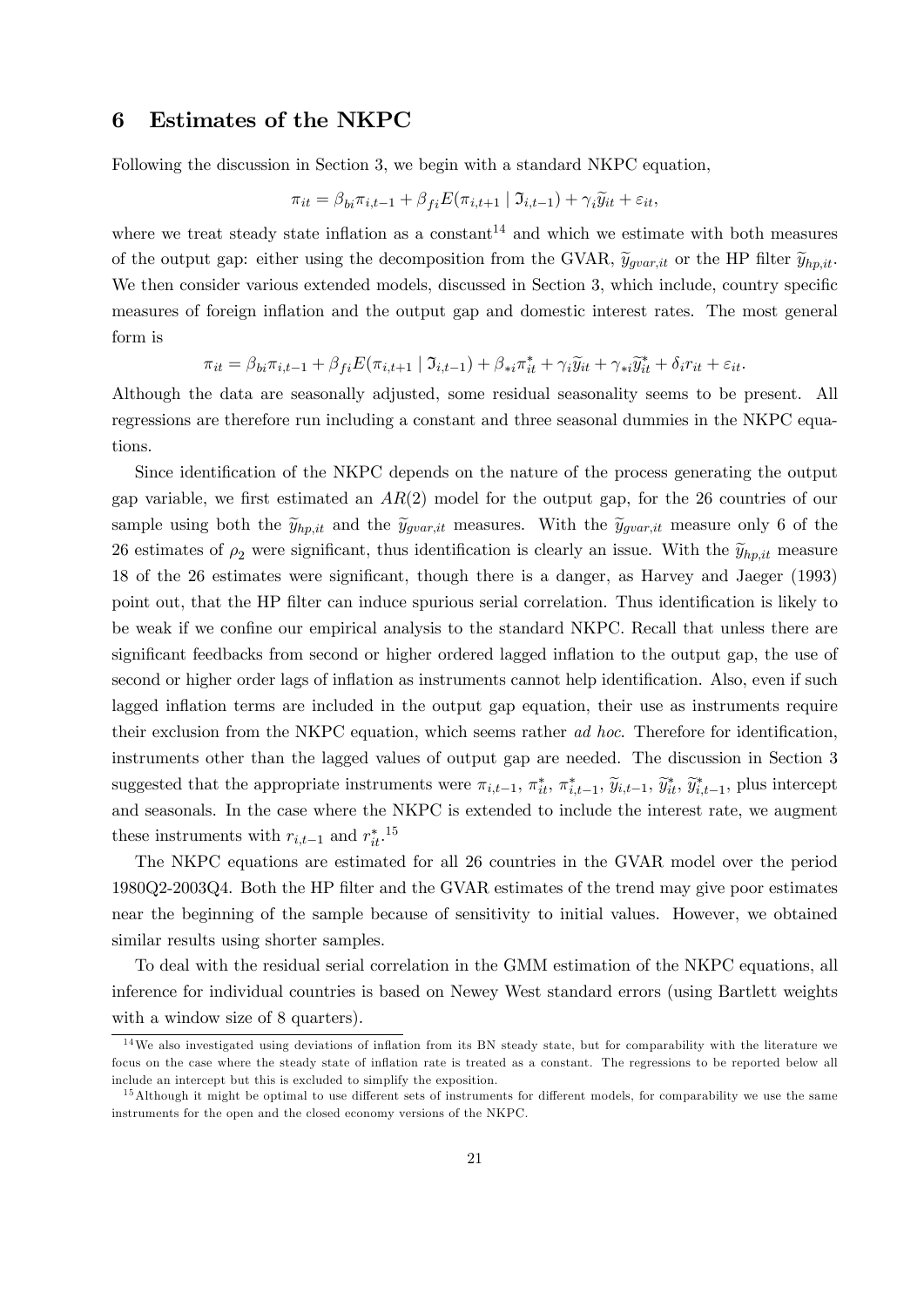## 6 Estimates of the NKPC

Following the discussion in Section 3, we begin with a standard NKPC equation,

$$\pi_{it} = \beta_{bi}\pi_{i,t-1} + \beta_{fi}E(\pi_{i,t+1} \mid \Im_{i,t-1}) + \gamma_i \widetilde{y}_{it} + \varepsilon_{it},$$

where we treat steady state inflation as a constant[14] and which we estimate with both measures of the output gap: either using the decomposition from the GVAR, $\widetilde{y}_{gvar,it}$ or the HP filter $\widetilde{y}_{hp,it}$. We then consider various extended models, discussed in Section 3, which include, country specific measures of foreign inflation and the output gap and domestic interest rates. The most general form is

$$\pi_{it} = \beta_{bi}\pi_{i,t-1} + \beta_{fi}E(\pi_{i,t+1} \mid \Im_{i,t-1}) + \beta_{*i}\pi^*_{it} + \gamma_i \widetilde{y}_{it} + \gamma_{*i}\widetilde{y}^*_{it} + \delta_i r_{it} + \varepsilon_{it}.$$

Although the data are seasonally adjusted, some residual seasonality seems to be present. All regressions are therefore run including a constant and three seasonal dummies in the NKPC equations.

Since identification of the NKPC depends on the nature of the process generating the output gap variable, we first estimated an $AR(2)$ model for the output gap, for the 26 countries of our sample using both the $\widetilde{y}_{hp,it}$ and the $\widetilde{y}_{gvar,it}$ measures. With the $\widetilde{y}_{gvar,it}$ measure only 6 of the 26 estimates of $\rho_2$ were significant, thus identification is clearly an issue. With the $\widetilde{y}_{hp,it}$ measure 18 of the 26 estimates were significant, though there is a danger, as Harvey and Jaeger (1993) point out, that the HP filter can induce spurious serial correlation. Thus identification is likely to be weak if we confine our empirical analysis to the standard NKPC. Recall that unless there are significant feedbacks from second or higher ordered lagged inflation to the output gap, the use of second or higher order lags of inflation as instruments cannot help identification. Also, even if such lagged inflation terms are included in the output gap equation, their use as instruments require their exclusion from the NKPC equation, which seems rather *ad hoc*. Therefore for identification, instruments other than the lagged values of output gap are needed. The discussion in Section 3 suggested that the appropriate instruments were $\pi_{i,t-1}$, $\pi^*_{it}$, $\pi^*_{i,t-1}$, $\widetilde{y}_{i,t-1}$, $\widetilde{y}^*_{it}$, $\widetilde{y}^*_{i,t-1}$, plus intercept and seasonals. In the case where the NKPC is extended to include the interest rate, we augment these instruments with $r_{i,t-1}$ and $r^*_{it}$.[15]

The NKPC equations are estimated for all 26 countries in the GVAR model over the period 1980Q2-2003Q4. Both the HP filter and the GVAR estimates of the trend may give poor estimates near the beginning of the sample because of sensitivity to initial values. However, we obtained similar results using shorter samples.

To deal with the residual serial correlation in the GMM estimation of the NKPC equations, all inference for individual countries is based on Newey West standard errors (using Bartlett weights with a window size of 8 quarters).

---

[14] We also investigated using deviations of inflation from its BN steady state, but for comparability with the literature we focus on the case where the steady state of inflation rate is treated as a constant. The regressions to be reported below all include an intercept but this is excluded to simplify the exposition.

[15] Although it might be optimal to use different sets of instruments for different models, for comparability we use the same instruments for the open and the closed economy versions of the NKPC.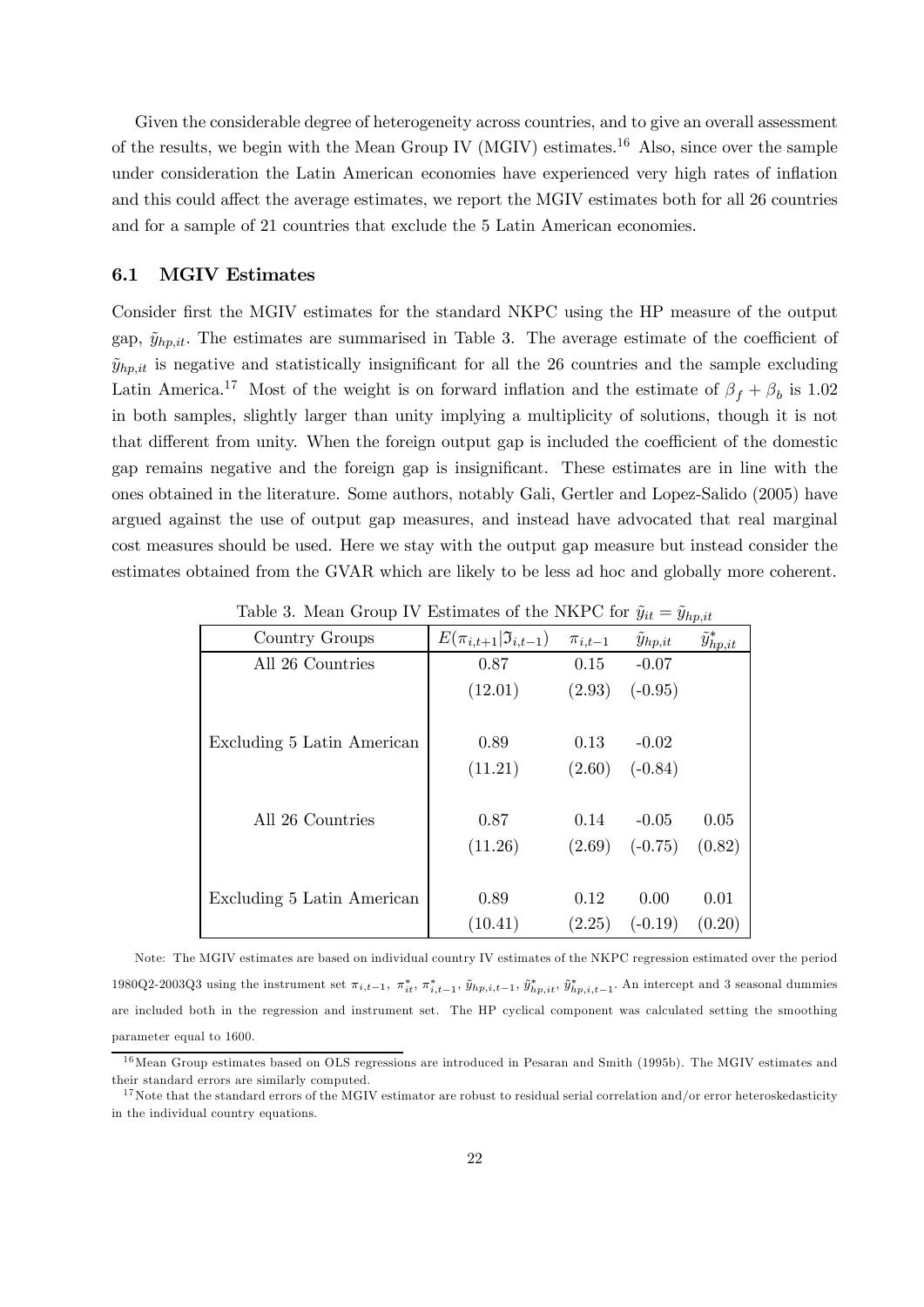Given the considerable degree of heterogeneity across countries, and to give an overall assessment of the results, we begin with the Mean Group IV (MGIV) estimates.[16] Also, since over the sample under consideration the Latin American economies have experienced very high rates of inflation and this could affect the average estimates, we report the MGIV estimates both for all 26 countries and for a sample of 21 countries that exclude the 5 Latin American economies.

### 6.1 MGIV Estimates

Consider first the MGIV estimates for the standard NKPC using the HP measure of the output gap, $\tilde{y}_{hp,it}$. The estimates are summarised in Table 3. The average estimate of the coefficient of $\tilde{y}_{hp,it}$ is negative and statistically insignificant for all the 26 countries and the sample excluding Latin America.[17] Most of the weight is on forward inflation and the estimate of $\beta_f + \beta_b$ is 1.02 in both samples, slightly larger than unity implying a multiplicity of solutions, though it is not that different from unity. When the foreign output gap is included the coefficient of the domestic gap remains negative and the foreign gap is insignificant. These estimates are in line with the ones obtained in the literature. Some authors, notably Gali, Gertler and Lopez-Salido (2005) have argued against the use of output gap measures, and instead have advocated that real marginal cost measures should be used. Here we stay with the output gap measure but instead consider the estimates obtained from the GVAR which are likely to be less ad hoc and globally more coherent.

Table 3. Mean Group IV Estimates of the NKPC for $\tilde{y}_{it} = \tilde{y}_{hp,it}$

| Country Groups | $E(\pi_{i,t+1}\vert\Im_{i,t-1})$ | $\pi_{i,t-1}$ | $\tilde{y}_{hp,it}$ | $\tilde{y}^*_{hp,it}$ |
|---|---|---|---|---|
| All 26 Countries | 0.87 | 0.15 | -0.07 | |
| | (12.01) | (2.93) | (-0.95) | |
| Excluding 5 Latin American | 0.89 | 0.13 | -0.02 | |
| | (11.21) | (2.60) | (-0.84) | |
| All 26 Countries | 0.87 | 0.14 | -0.05 | 0.05 |
| | (11.26) | (2.69) | (-0.75) | (0.82) |
| Excluding 5 Latin American | 0.89 | 0.12 | 0.00 | 0.01 |
| | (10.41) | (2.25) | (-0.19) | (0.20) |

Note: The MGIV estimates are based on individual country IV estimates of the NKPC regression estimated over the period 1980Q2-2003Q3 using the instrument set $\pi_{i,t-1}$, $\pi^*_{it}$, $\pi^*_{i,t-1}$, $\tilde{y}_{hp,i,t-1}$, $\tilde{y}^*_{hp,it}$, $\tilde{y}^*_{hp,i,t-1}$. An intercept and 3 seasonal dummies are included both in the regression and instrument set. The HP cyclical component was calculated setting the smoothing parameter equal to 1600.

[16] Mean Group estimates based on OLS regressions are introduced in Pesaran and Smith (1995b). The MGIV estimates and their standard errors are similarly computed.

[17] Note that the standard errors of the MGIV estimator are robust to residual serial correlation and/or error heteroskedasticity in the individual country equations.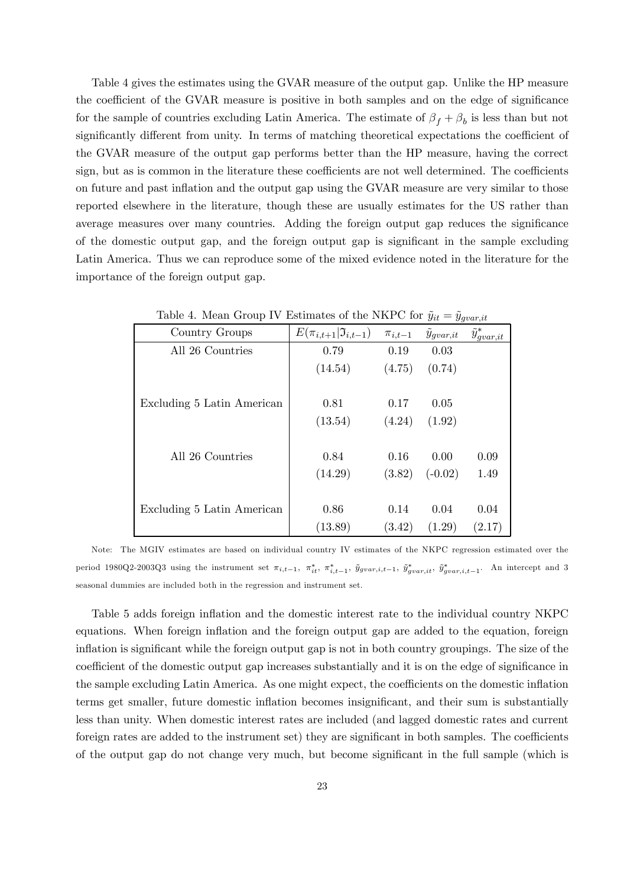Table 4 gives the estimates using the GVAR measure of the output gap. Unlike the HP measure the coefficient of the GVAR measure is positive in both samples and on the edge of significance for the sample of countries excluding Latin America. The estimate of $\beta_f + \beta_b$ is less than but not significantly different from unity. In terms of matching theoretical expectations the coefficient of the GVAR measure of the output gap performs better than the HP measure, having the correct sign, but as is common in the literature these coefficients are not well determined. The coefficients on future and past inflation and the output gap using the GVAR measure are very similar to those reported elsewhere in the literature, though these are usually estimates for the US rather than average measures over many countries. Adding the foreign output gap reduces the significance of the domestic output gap, and the foreign output gap is significant in the sample excluding Latin America. Thus we can reproduce some of the mixed evidence noted in the literature for the importance of the foreign output gap.

Table 4. Mean Group IV Estimates of the NKPC for $\tilde{y}_{it} = \tilde{y}_{gvar,it}$

| Country Groups | $E(\pi_{i,t+1}\vert\Im_{i,t-1})$ | $\pi_{i,t-1}$ | $\tilde{y}_{gvar,it}$ | $\tilde{y}^*_{gvar,it}$ |
|---|---|---|---|---|
| All 26 Countries | 0.79 | 0.19 | 0.03 | |
| | (14.54) | (4.75) | (0.74) | |
| Excluding 5 Latin American | 0.81 | 0.17 | 0.05 | |
| | (13.54) | (4.24) | (1.92) | |
| All 26 Countries | 0.84 | 0.16 | 0.00 | 0.09 |
| | (14.29) | (3.82) | (-0.02) | 1.49 |
| Excluding 5 Latin American | 0.86 | 0.14 | 0.04 | 0.04 |
| | (13.89) | (3.42) | (1.29) | (2.17) |

Note: The MGIV estimates are based on individual country IV estimates of the NKPC regression estimated over the period 1980Q2-2003Q3 using the instrument set $\pi_{i,t-1}$, $\pi^*_{it}$, $\pi^*_{i,t-1}$, $\tilde{y}_{gvar,i,t-1}$, $\tilde{y}^*_{gvar,it}$, $\tilde{y}^*_{gvar,i,t-1}$. An intercept and 3 seasonal dummies are included both in the regression and instrument set.

Table 5 adds foreign inflation and the domestic interest rate to the individual country NKPC equations. When foreign inflation and the foreign output gap are added to the equation, foreign inflation is significant while the foreign output gap is not in both country groupings. The size of the coefficient of the domestic output gap increases substantially and it is on the edge of significance in the sample excluding Latin America. As one might expect, the coefficients on the domestic inflation terms get smaller, future domestic inflation becomes insignificant, and their sum is substantially less than unity. When domestic interest rates are included (and lagged domestic rates and current foreign rates are added to the instrument set) they are significant in both samples. The coefficients of the output gap do not change very much, but become significant in the full sample (which is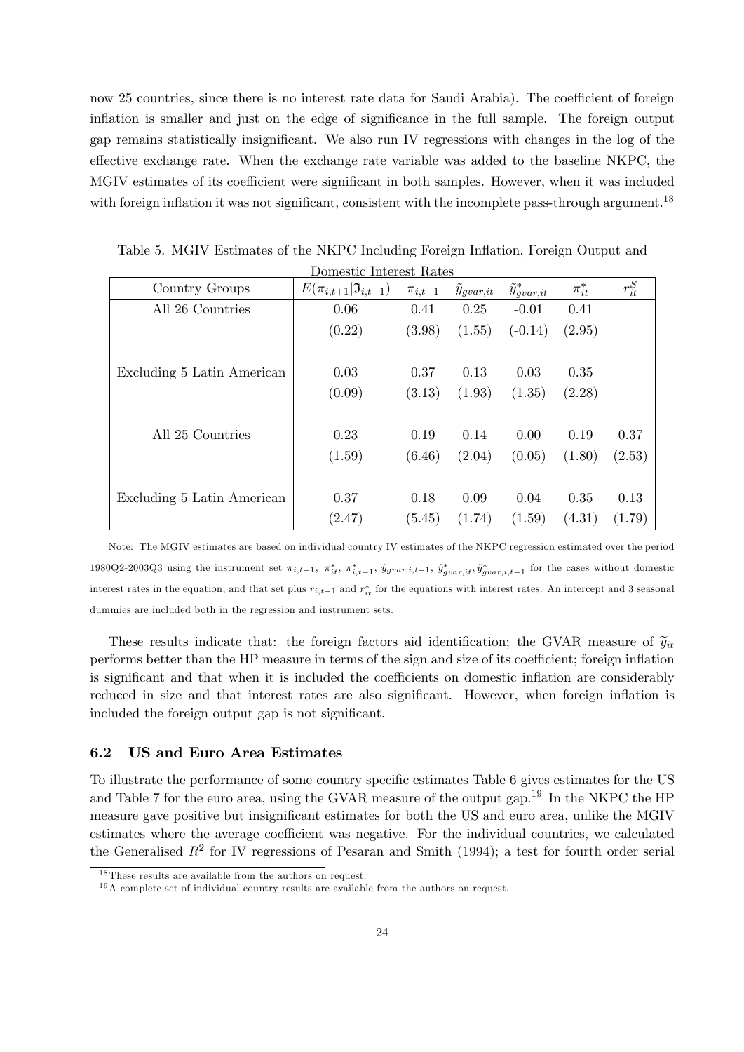now 25 countries, since there is no interest rate data for Saudi Arabia). The coefficient of foreign inflation is smaller and just on the edge of significance in the full sample. The foreign output gap remains statistically insignificant. We also run IV regressions with changes in the log of the effective exchange rate. When the exchange rate variable was added to the baseline NKPC, the MGIV estimates of its coefficient were significant in both samples. However, when it was included with foreign inflation it was not significant, consistent with the incomplete pass-through argument.[18]

Table 5. MGIV Estimates of the NKPC Including Foreign Inflation, Foreign Output and Domestic Interest Rates

| Country Groups | $E(\pi_{i,t+1}\|\Im_{i,t-1})$ | $\pi_{i,t-1}$ | $\tilde{y}_{gvar,it}$ | $\tilde{y}^*_{gvar,it}$ | $\pi^*_{it}$ | $r^S_{it}$ |
|---|---|---|---|---|---|---|
| All 26 Countries | 0.06 | 0.41 | 0.25 | -0.01 | 0.41 | |
| | (0.22) | (3.98) | (1.55) | (-0.14) | (2.95) | |
| Excluding 5 Latin American | 0.03 | 0.37 | 0.13 | 0.03 | 0.35 | |
| | (0.09) | (3.13) | (1.93) | (1.35) | (2.28) | |
| All 25 Countries | 0.23 | 0.19 | 0.14 | 0.00 | 0.19 | 0.37 |
| | (1.59) | (6.46) | (2.04) | (0.05) | (1.80) | (2.53) |
| Excluding 5 Latin American | 0.37 | 0.18 | 0.09 | 0.04 | 0.35 | 0.13 |
| | (2.47) | (5.45) | (1.74) | (1.59) | (4.31) | (1.79) |

Note: The MGIV estimates are based on individual country IV estimates of the NKPC regression estimated over the period 1980Q2-2003Q3 using the instrument set $\pi_{i,t-1}$, $\pi^*_{it}$, $\pi^*_{i,t-1}$, $\tilde{y}_{gvar,i,t-1}$, $\tilde{y}^*_{gvar,it}$, $\tilde{y}^*_{gvar,i,t-1}$ for the cases without domestic interest rates in the equation, and that set plus $r_{i,t-1}$ and $r^*_{it}$ for the equations with interest rates. An intercept and 3 seasonal dummies are included both in the regression and instrument sets.

These results indicate that: the foreign factors aid identification; the GVAR measure of $\widetilde{y}_{it}$ performs better than the HP measure in terms of the sign and size of its coefficient; foreign inflation is significant and that when it is included the coefficients on domestic inflation are considerably reduced in size and that interest rates are also significant. However, when foreign inflation is included the foreign output gap is not significant.

### 6.2 US and Euro Area Estimates

To illustrate the performance of some country specific estimates Table 6 gives estimates for the US and Table 7 for the euro area, using the GVAR measure of the output gap.[19] In the NKPC the HP measure gave positive but insignificant estimates for both the US and euro area, unlike the MGIV estimates where the average coefficient was negative. For the individual countries, we calculated the Generalised $R^2$ for IV regressions of Pesaran and Smith (1994); a test for fourth order serial

[18] These results are available from the authors on request.

[19] A complete set of individual country results are available from the authors on request.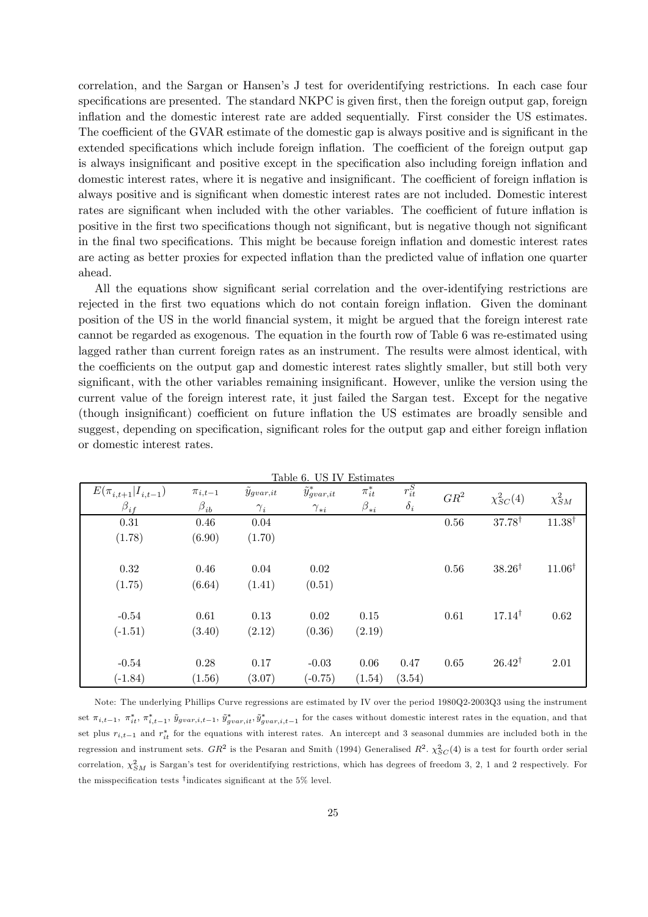correlation, and the Sargan or Hansen's J test for overidentifying restrictions. In each case four specifications are presented. The standard NKPC is given first, then the foreign output gap, foreign inflation and the domestic interest rate are added sequentially. First consider the US estimates. The coefficient of the GVAR estimate of the domestic gap is always positive and is significant in the extended specifications which include foreign inflation. The coefficient of the foreign output gap is always insignificant and positive except in the specification also including foreign inflation and domestic interest rates, where it is negative and insignificant. The coefficient of foreign inflation is always positive and is significant when domestic interest rates are not included. Domestic interest rates are significant when included with the other variables. The coefficient of future inflation is positive in the first two specifications though not significant, but is negative though not significant in the final two specifications. This might be because foreign inflation and domestic interest rates are acting as better proxies for expected inflation than the predicted value of inflation one quarter ahead.

All the equations show significant serial correlation and the over-identifying restrictions are rejected in the first two equations which do not contain foreign inflation. Given the dominant position of the US in the world financial system, it might be argued that the foreign interest rate cannot be regarded as exogenous. The equation in the fourth row of Table 6 was re-estimated using lagged rather than current foreign rates as an instrument. The results were almost identical, with the coefficients on the output gap and domestic interest rates slightly smaller, but still both very significant, with the other variables remaining insignificant. However, unlike the version using the current value of the foreign interest rate, it just failed the Sargan test. Except for the negative (though insignificant) coefficient on future inflation the US estimates are broadly sensible and suggest, depending on specification, significant roles for the output gap and either foreign inflation or domestic interest rates.

Table 6. US IV Estimates

| $E(\pi_{i,t+1}\|I_{i,t-1})$ $\beta_{if}$ | $\pi_{i,t-1}$ $\beta_{ib}$ | $\tilde{y}_{gvar,it}$ $\gamma_i$ | $\tilde{y}^*_{gvar,it}$ $\gamma_{*i}$ | $\pi^*_{it}$ $\beta_{*i}$ | $r^S_{it}$ $\delta_i$ | $GR^2$ | $\chi^2_{SC}(4)$ | $\chi^2_{SM}$ |
|---|---|---|---|---|---|---|---|---|
| 0.31 | 0.46 | 0.04 | | | | 0.56 | $37.78^{\dagger}$ | $11.38^{\dagger}$ |
| (1.78) | (6.90) | (1.70) | | | | | | |
| 0.32 | 0.46 | 0.04 | 0.02 | | | 0.56 | $38.26^{\dagger}$ | $11.06^{\dagger}$ |
| (1.75) | (6.64) | (1.41) | (0.51) | | | | | |
| -0.54 | 0.61 | 0.13 | 0.02 | 0.15 | | 0.61 | $17.14^{\dagger}$ | 0.62 |
| (-1.51) | (3.40) | (2.12) | (0.36) | (2.19) | | | | |
| -0.54 | 0.28 | 0.17 | -0.03 | 0.06 | 0.47 | 0.65 | $26.42^{\dagger}$ | 2.01 |
| (-1.84) | (1.56) | (3.07) | (-0.75) | (1.54) | (3.54) | | | |

Note: The underlying Phillips Curve regressions are estimated by IV over the period 1980Q2-2003Q3 using the instrument set $\pi_{i,t-1}$, $\pi^*_{it}$, $\pi^*_{i,t-1}$, $\tilde{y}_{gvar,i,t-1}$, $\tilde{y}^*_{gvar,it}$, $\tilde{y}^*_{gvar,i,t-1}$ for the cases without domestic interest rates in the equation, and that set plus $r_{i,t-1}$ and $r^*_{it}$ for the equations with interest rates. An intercept and 3 seasonal dummies are included both in the regression and instrument sets. $GR^2$ is the Pesaran and Smith (1994) Generalised $R^2$. $\chi^2_{SC}(4)$ is a test for fourth order serial correlation, $\chi^2_{SM}$ is Sargan's test for overidentifying restrictions, which has degrees of freedom 3, 2, 1 and 2 respectively. For the misspecification tests $^{\dagger}$indicates significant at the 5% level.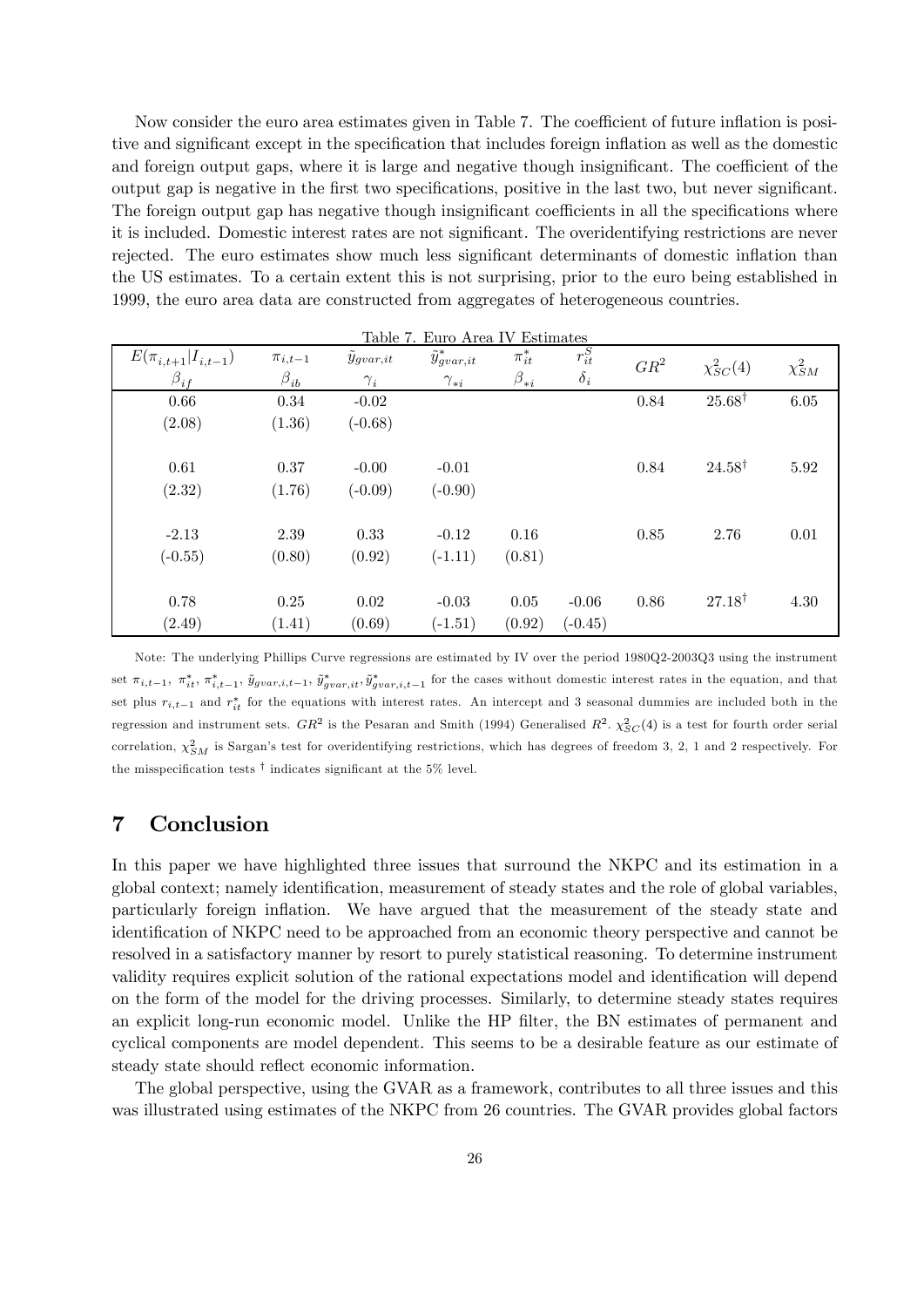Now consider the euro area estimates given in Table 7. The coefficient of future inflation is positive and significant except in the specification that includes foreign inflation as well as the domestic and foreign output gaps, where it is large and negative though insignificant. The coefficient of the output gap is negative in the first two specifications, positive in the last two, but never significant. The foreign output gap has negative though insignificant coefficients in all the specifications where it is included. Domestic interest rates are not significant. The overidentifying restrictions are never rejected. The euro estimates show much less significant determinants of domestic inflation than the US estimates. To a certain extent this is not surprising, prior to the euro being established in 1999, the euro area data are constructed from aggregates of heterogeneous countries.

Table 7. Euro Area IV Estimates

| $E(\pi_{i,t+1}\|I_{i,t-1})$ $\beta_{if}$ | $\pi_{i,t-1}$ $\beta_{ib}$ | $\tilde{y}_{gvar,it}$ $\gamma_i$ | $\tilde{y}^*_{gvar,it}$ $\gamma_{*i}$ | $\pi^*_{it}$ $\beta_{*i}$ | $r^S_{it}$ $\delta_i$ | $GR^2$ | $\chi^2_{SC}(4)$ | $\chi^2_{SM}$ |
|---|---|---|---|---|---|---|---|---|
| 0.66 | 0.34 | -0.02 | | | | 0.84 | $25.68^{\dagger}$ | 6.05 |
| (2.08) | (1.36) | (-0.68) | | | | | | |
| 0.61 | 0.37 | -0.00 | -0.01 | | | 0.84 | $24.58^{\dagger}$ | 5.92 |
| (2.32) | (1.76) | (-0.09) | (-0.90) | | | | | |
| -2.13 | 2.39 | 0.33 | -0.12 | 0.16 | | 0.85 | 2.76 | 0.01 |
| (-0.55) | (0.80) | (0.92) | (-1.11) | (0.81) | | | | |
| 0.78 | 0.25 | 0.02 | -0.03 | 0.05 | -0.06 | 0.86 | $27.18^{\dagger}$ | 4.30 |
| (2.49) | (1.41) | (0.69) | (-1.51) | (0.92) | (-0.45) | | | |

Note: The underlying Phillips Curve regressions are estimated by IV over the period 1980Q2-2003Q3 using the instrument set $\pi_{i,t-1}$, $\pi^*_{it}$, $\pi^*_{i,t-1}$, $\tilde{y}_{gvar,i,t-1}$, $\tilde{y}^*_{gvar,it}, \tilde{y}^*_{gvar,i,t-1}$ for the cases without domestic interest rates in the equation, and that set plus $r_{i,t-1}$ and $r^*_{it}$ for the equations with interest rates. An intercept and 3 seasonal dummies are included both in the regression and instrument sets. $GR^2$ is the Pesaran and Smith (1994) Generalised $R^2$. $\chi^2_{SC}(4)$ is a test for fourth order serial correlation, $\chi^2_{SM}$ is Sargan's test for overidentifying restrictions, which has degrees of freedom 3, 2, 1 and 2 respectively. For the misspecification tests $^{\dagger}$ indicates significant at the 5% level.

# 7 Conclusion

In this paper we have highlighted three issues that surround the NKPC and its estimation in a global context; namely identification, measurement of steady states and the role of global variables, particularly foreign inflation. We have argued that the measurement of the steady state and identification of NKPC need to be approached from an economic theory perspective and cannot be resolved in a satisfactory manner by resort to purely statistical reasoning. To determine instrument validity requires explicit solution of the rational expectations model and identification will depend on the form of the model for the driving processes. Similarly, to determine steady states requires an explicit long-run economic model. Unlike the HP filter, the BN estimates of permanent and cyclical components are model dependent. This seems to be a desirable feature as our estimate of steady state should reflect economic information.

The global perspective, using the GVAR as a framework, contributes to all three issues and this was illustrated using estimates of the NKPC from 26 countries. The GVAR provides global factors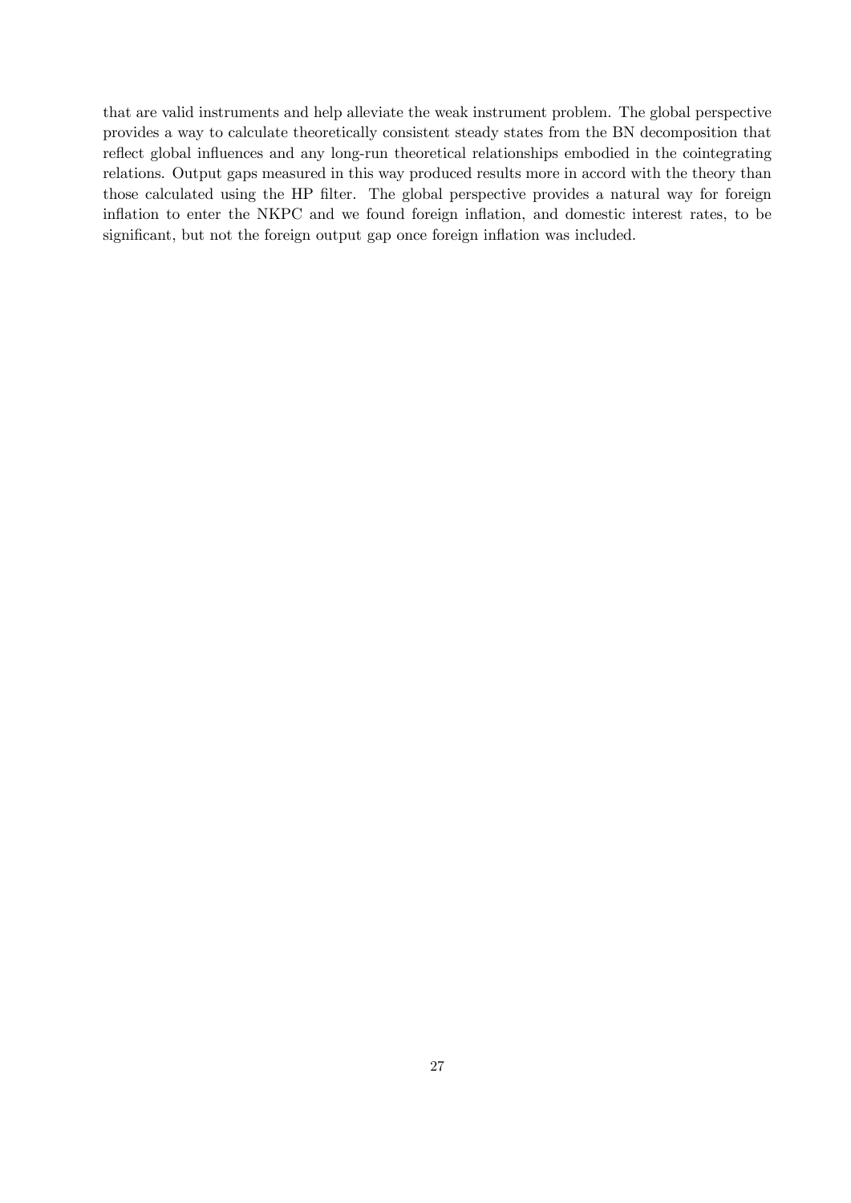that are valid instruments and help alleviate the weak instrument problem. The global perspective provides a way to calculate theoretically consistent steady states from the BN decomposition that reflect global influences and any long-run theoretical relationships embodied in the cointegrating relations. Output gaps measured in this way produced results more in accord with the theory than those calculated using the HP filter. The global perspective provides a natural way for foreign inflation to enter the NKPC and we found foreign inflation, and domestic interest rates, to be significant, but not the foreign output gap once foreign inflation was included.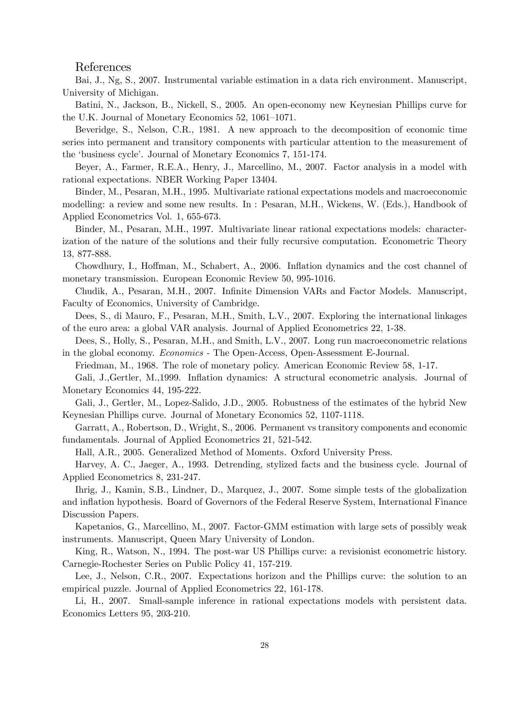## References

Bai, J., Ng, S., 2007. Instrumental variable estimation in a data rich environment. Manuscript, University of Michigan.

Batini, N., Jackson, B., Nickell, S., 2005. An open-economy new Keynesian Phillips curve for the U.K. Journal of Monetary Economics 52, 1061–1071.

Beveridge, S., Nelson, C.R., 1981. A new approach to the decomposition of economic time series into permanent and transitory components with particular attention to the measurement of the 'business cycle'. Journal of Monetary Economics 7, 151-174.

Beyer, A., Farmer, R.E.A., Henry, J., Marcellino, M., 2007. Factor analysis in a model with rational expectations. NBER Working Paper 13404.

Binder, M., Pesaran, M.H., 1995. Multivariate rational expectations models and macroeconomic modelling: a review and some new results. In : Pesaran, M.H., Wickens, W. (Eds.), Handbook of Applied Econometrics Vol. 1, 655-673.

Binder, M., Pesaran, M.H., 1997. Multivariate linear rational expectations models: characterization of the nature of the solutions and their fully recursive computation. Econometric Theory 13, 877-888.

Chowdhury, I., Hoffman, M., Schabert, A., 2006. Inflation dynamics and the cost channel of monetary transmission. European Economic Review 50, 995-1016.

Chudik, A., Pesaran, M.H., 2007. Infinite Dimension VARs and Factor Models. Manuscript, Faculty of Economics, University of Cambridge.

Dees, S., di Mauro, F., Pesaran, M.H., Smith, L.V., 2007. Exploring the international linkages of the euro area: a global VAR analysis. Journal of Applied Econometrics 22, 1-38.

Dees, S., Holly, S., Pesaran, M.H., and Smith, L.V., 2007. Long run macroeconometric relations in the global economy. *Economics* - The Open-Access, Open-Assessment E-Journal.

Friedman, M., 1968. The role of monetary policy. American Economic Review 58, 1-17.

Gali, J.,Gertler, M.,1999. Inflation dynamics: A structural econometric analysis. Journal of Monetary Economics 44, 195-222.

Gali, J., Gertler, M., Lopez-Salido, J.D., 2005. Robustness of the estimates of the hybrid New Keynesian Phillips curve. Journal of Monetary Economics 52, 1107-1118.

Garratt, A., Robertson, D., Wright, S., 2006. Permanent vs transitory components and economic fundamentals. Journal of Applied Econometrics 21, 521-542.

Hall, A.R., 2005. Generalized Method of Moments. Oxford University Press.

Harvey, A. C., Jaeger, A., 1993. Detrending, stylized facts and the business cycle. Journal of Applied Econometrics 8, 231-247.

Ihrig, J., Kamin, S.B., Lindner, D., Marquez, J., 2007. Some simple tests of the globalization and inflation hypothesis. Board of Governors of the Federal Reserve System, International Finance Discussion Papers.

Kapetanios, G., Marcellino, M., 2007. Factor-GMM estimation with large sets of possibly weak instruments. Manuscript, Queen Mary University of London.

King, R., Watson, N., 1994. The post-war US Phillips curve: a revisionist econometric history. Carnegie-Rochester Series on Public Policy 41, 157-219.

Lee, J., Nelson, C.R., 2007. Expectations horizon and the Phillips curve: the solution to an empirical puzzle. Journal of Applied Econometrics 22, 161-178.

Li, H., 2007. Small-sample inference in rational expectations models with persistent data. Economics Letters 95, 203-210.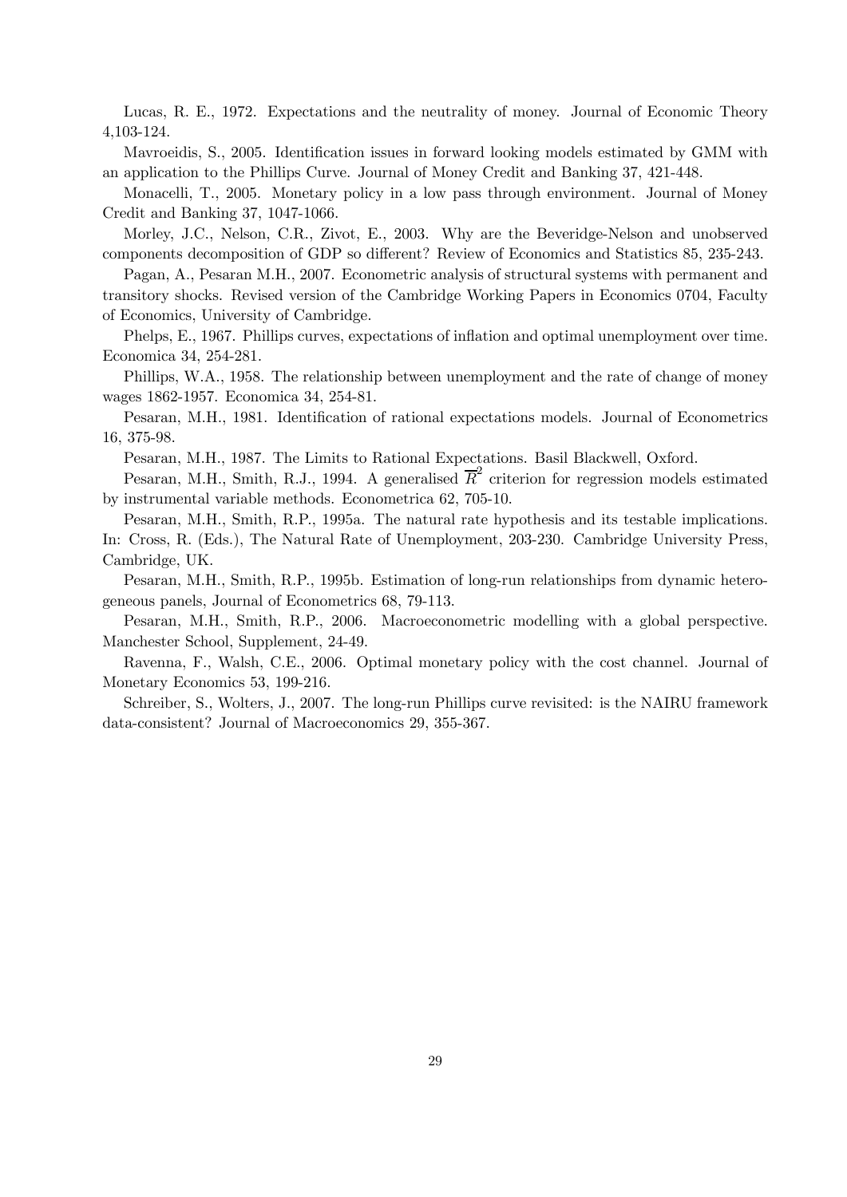Lucas, R. E., 1972. Expectations and the neutrality of money. Journal of Economic Theory 4,103-124.

Mavroeidis, S., 2005. Identification issues in forward looking models estimated by GMM with an application to the Phillips Curve. Journal of Money Credit and Banking 37, 421-448.

Monacelli, T., 2005. Monetary policy in a low pass through environment. Journal of Money Credit and Banking 37, 1047-1066.

Morley, J.C., Nelson, C.R., Zivot, E., 2003. Why are the Beveridge-Nelson and unobserved components decomposition of GDP so different? Review of Economics and Statistics 85, 235-243.

Pagan, A., Pesaran M.H., 2007. Econometric analysis of structural systems with permanent and transitory shocks. Revised version of the Cambridge Working Papers in Economics 0704, Faculty of Economics, University of Cambridge.

Phelps, E., 1967. Phillips curves, expectations of inflation and optimal unemployment over time. Economica 34, 254-281.

Phillips, W.A., 1958. The relationship between unemployment and the rate of change of money wages 1862-1957. Economica 34, 254-81.

Pesaran, M.H., 1981. Identification of rational expectations models. Journal of Econometrics 16, 375-98.

Pesaran, M.H., 1987. The Limits to Rational Expectations. Basil Blackwell, Oxford.

Pesaran, M.H., Smith, R.J., 1994. A generalised $\overline{R}^2$ criterion for regression models estimated by instrumental variable methods. Econometrica 62, 705-10.

Pesaran, M.H., Smith, R.P., 1995a. The natural rate hypothesis and its testable implications. In: Cross, R. (Eds.), The Natural Rate of Unemployment, 203-230. Cambridge University Press, Cambridge, UK.

Pesaran, M.H., Smith, R.P., 1995b. Estimation of long-run relationships from dynamic heterogeneous panels, Journal of Econometrics 68, 79-113.

Pesaran, M.H., Smith, R.P., 2006. Macroeconometric modelling with a global perspective. Manchester School, Supplement, 24-49.

Ravenna, F., Walsh, C.E., 2006. Optimal monetary policy with the cost channel. Journal of Monetary Economics 53, 199-216.

Schreiber, S., Wolters, J., 2007. The long-run Phillips curve revisited: is the NAIRU framework data-consistent? Journal of Macroeconomics 29, 355-367.